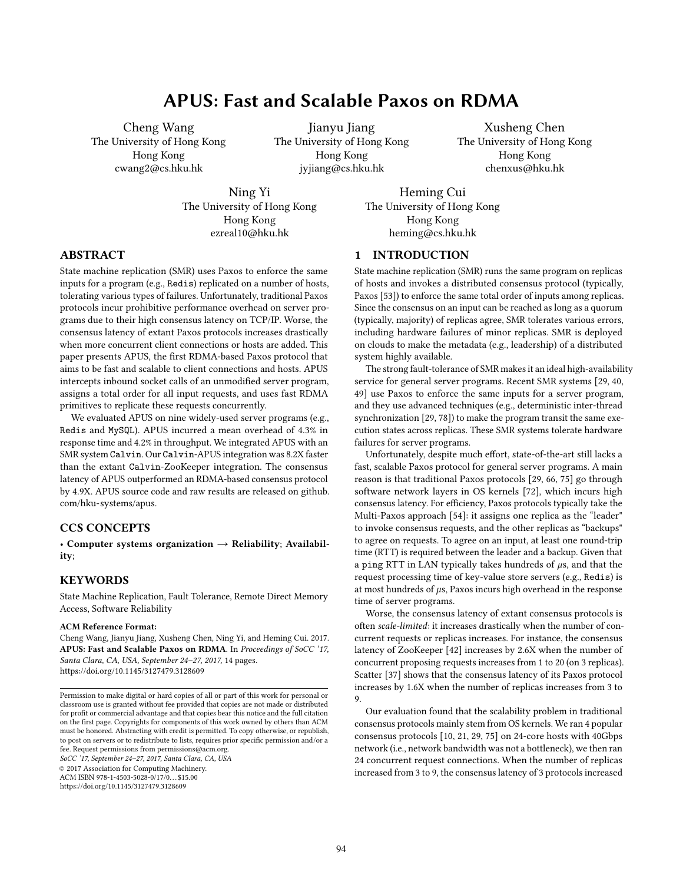# APUS: Fast and Scalable Paxos on RDMA

Cheng Wang
The University of Hong Kong
Hong Kong
cwang2@cs.hku.hk

Jianyu Jiang
The University of Hong Kong
Hong Kong
jyjiang@cs.hku.hk

Xusheng Chen
The University of Hong Kong
Hong Kong
chenxus@hku.hk

Ning Yi
The University of Hong Kong
Hong Kong
ezreal10@hku.hk

Heming Cui
The University of Hong Kong
Hong Kong
heming@cs.hku.hk

## ABSTRACT

State machine replication (SMR) uses Paxos to enforce the same inputs for a program (e.g., Redis) replicated on a number of hosts, tolerating various types of failures. Unfortunately, traditional Paxos protocols incur prohibitive performance overhead on server programs due to their high consensus latency on TCP/IP. Worse, the consensus latency of extant Paxos protocols increases drastically when more concurrent client connections or hosts are added. This paper presents APUS, the first RDMA-based Paxos protocol that aims to be fast and scalable to client connections and hosts. APUS intercepts inbound socket calls of an unmodified server program, assigns a total order for all input requests, and uses fast RDMA primitives to replicate these requests concurrently.

We evaluated APUS on nine widely-used server programs (e.g., Redis and MySQL). APUS incurred a mean overhead of 4.3% in response time and 4.2% in throughput. We integrated APUS with an SMR system Calvin. Our Calvin-APUS integration was 8.2X faster than the extant Calvin-ZooKeeper integration. The consensus latency of APUS outperformed an RDMA-based consensus protocol by 4.9X. APUS source code and raw results are released on github.com/hku-systems/apus.

## CCS CONCEPTS

• **Computer systems organization → Reliability**; **Availability**;

## KEYWORDS

State Machine Replication, Fault Tolerance, Remote Direct Memory Access, Software Reliability

**ACM Reference Format:**
Cheng Wang, Jianyu Jiang, Xusheng Chen, Ning Yi, and Heming Cui. 2017. **APUS: Fast and Scalable Paxos on RDMA**. In *Proceedings of SoCC '17, Santa Clara, CA, USA, September 24–27, 2017,* 14 pages. https://doi.org/10.1145/3127479.3128609

Permission to make digital or hard copies of all or part of this work for personal or classroom use is granted without fee provided that copies are not made or distributed for profit or commercial advantage and that copies bear this notice and the full citation on the first page. Copyrights for components of this work owned by others than ACM must be honored. Abstracting with credit is permitted. To copy otherwise, or republish, to post on servers or to redistribute to lists, requires prior specific permission and/or a fee. Request permissions from permissions@acm.org.
*SoCC '17, September 24–27, 2017, Santa Clara, CA, USA*
© 2017 Association for Computing Machinery.
ACM ISBN 978-1-4503-5028-0/17/0…$15.00
https://doi.org/10.1145/3127479.3128609

## 1 INTRODUCTION

State machine replication (SMR) runs the same program on replicas of hosts and invokes a distributed consensus protocol (typically, Paxos [53]) to enforce the same total order of inputs among replicas. Since the consensus on an input can be reached as long as a quorum (typically, majority) of replicas agree, SMR tolerates various errors, including hardware failures of minor replicas. SMR is deployed on clouds to make the metadata (e.g., leadership) of a distributed system highly available.

The strong fault-tolerance of SMR makes it an ideal high-availability service for general server programs. Recent SMR systems [29, 40, 49] use Paxos to enforce the same inputs for a server program, and they use advanced techniques (e.g., deterministic inter-thread synchronization [29, 78]) to make the program transit the same execution states across replicas. These SMR systems tolerate hardware failures for server programs.

Unfortunately, despite much effort, state-of-the-art still lacks a fast, scalable Paxos protocol for general server programs. A main reason is that traditional Paxos protocols [29, 66, 75] go through software network layers in OS kernels [72], which incurs high consensus latency. For efficiency, Paxos protocols typically take the Multi-Paxos approach [54]: it assigns one replica as the "leader" to invoke consensus requests, and the other replicas as "backups" to agree on requests. To agree on an input, at least one round-trip time (RTT) is required between the leader and a backup. Given that a ping RTT in LAN typically takes hundreds of $\mu$s, and that the request processing time of key-value store servers (e.g., Redis) is at most hundreds of $\mu$s, Paxos incurs high overhead in the response time of server programs.

Worse, the consensus latency of extant consensus protocols is often *scale-limited*: it increases drastically when the number of concurrent requests or replicas increases. For instance, the consensus latency of ZooKeeper [42] increases by 2.6X when the number of concurrent proposing requests increases from 1 to 20 (on 3 replicas). Scatter [37] shows that the consensus latency of its Paxos protocol increases by 1.6X when the number of replicas increases from 3 to 9.

Our evaluation found that the scalability problem in traditional consensus protocols mainly stem from OS kernels. We ran 4 popular consensus protocols [10, 21, 29, 75] on 24-core hosts with 40Gbps network (i.e., network bandwidth was not a bottleneck), we then ran 24 concurrent request connections. When the number of replicas increased from 3 to 9, the consensus latency of 3 protocols increased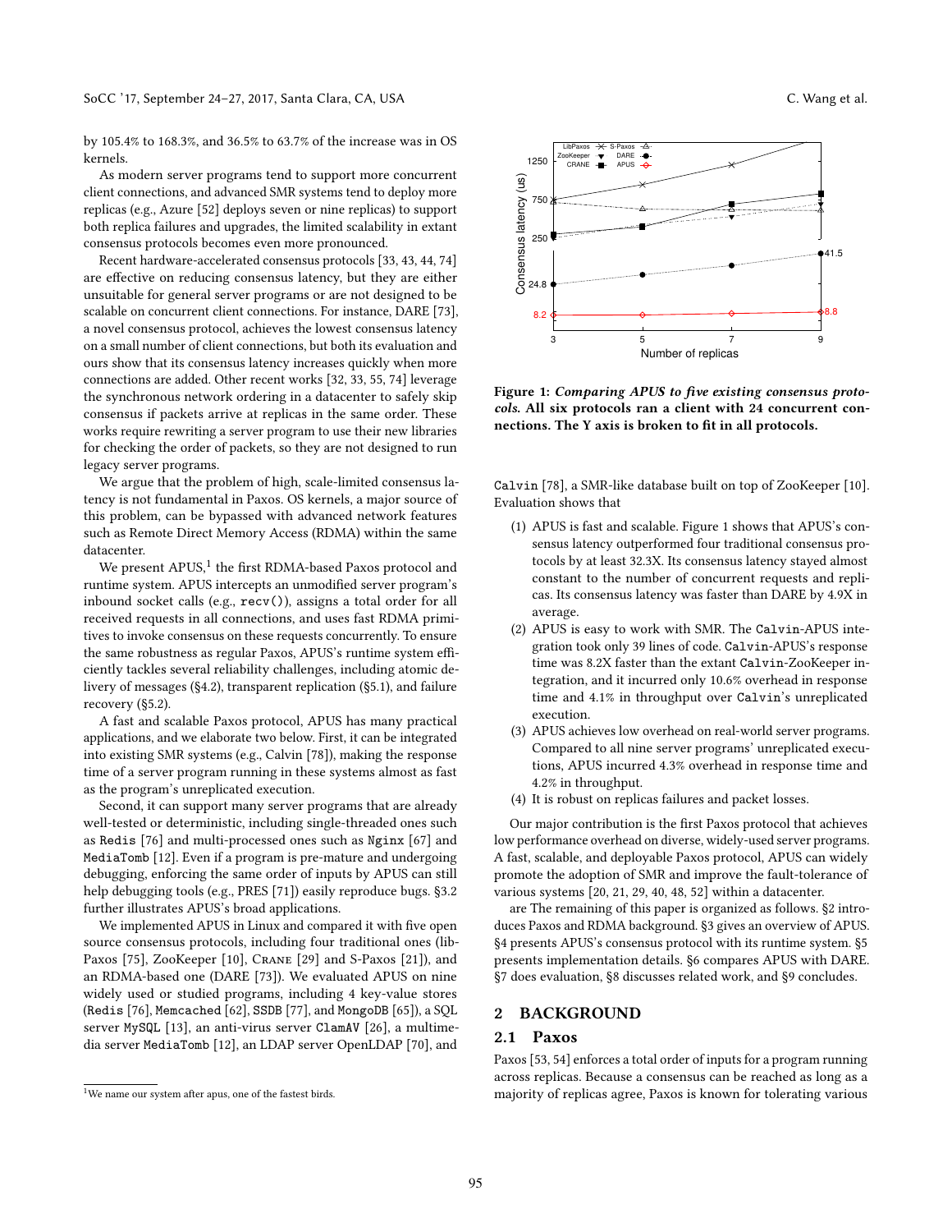by 105.4% to 168.3%, and 36.5% to 63.7% of the increase was in OS kernels.

As modern server programs tend to support more concurrent client connections, and advanced SMR systems tend to deploy more replicas (e.g., Azure [52] deploys seven or nine replicas) to support both replica failures and upgrades, the limited scalability in extant consensus protocols becomes even more pronounced.

Recent hardware-accelerated consensus protocols [33, 43, 44, 74] are effective on reducing consensus latency, but they are either unsuitable for general server programs or are not designed to be scalable on concurrent client connections. For instance, DARE [73], a novel consensus protocol, achieves the lowest consensus latency on a small number of client connections, but both its evaluation and ours show that its consensus latency increases quickly when more connections are added. Other recent works [32, 33, 55, 74] leverage the synchronous network ordering in a datacenter to safely skip consensus if packets arrive at replicas in the same order. These works require rewriting a server program to use their new libraries for checking the order of packets, so they are not designed to run legacy server programs.

We argue that the problem of high, scale-limited consensus latency is not fundamental in Paxos. OS kernels, a major source of this problem, can be bypassed with advanced network features such as Remote Direct Memory Access (RDMA) within the same datacenter.

We present APUS,[1] the first RDMA-based Paxos protocol and runtime system. APUS intercepts an unmodified server program's inbound socket calls (e.g., `recv()`), assigns a total order for all received requests in all connections, and uses fast RDMA primitives to invoke consensus on these requests concurrently. To ensure the same robustness as regular Paxos, APUS's runtime system efficiently tackles several reliability challenges, including atomic delivery of messages (§4.2), transparent replication (§5.1), and failure recovery (§5.2).

A fast and scalable Paxos protocol, APUS has many practical applications, and we elaborate two below. First, it can be integrated into existing SMR systems (e.g., Calvin [78]), making the response time of a server program running in these systems almost as fast as the program's unreplicated execution.

Second, it can support many server programs that are already well-tested or deterministic, including single-threaded ones such as `Redis` [76] and multi-processed ones such as `Nginx` [67] and `MediaTomb` [12]. Even if a program is pre-mature and undergoing debugging, enforcing the same order of inputs by APUS can still help debugging tools (e.g., PRES [71]) easily reproduce bugs. §3.2 further illustrates APUS's broad applications.

We implemented APUS in Linux and compared it with five open source consensus protocols, including four traditional ones (libPaxos [75], ZooKeeper [10], Crane [29] and S-Paxos [21]), and an RDMA-based one (DARE [73]). We evaluated APUS on nine widely used or studied programs, including 4 key-value stores (`Redis` [76], `Memcached` [62], `SSDB` [77], and `MongoDB` [65]), a SQL server `MySQL` [13], an anti-virus server `ClamAV` [26], a multimedia server `MediaTomb` [12], an LDAP server OpenLDAP [70], and `Calvin` [78], a SMR-like database built on top of ZooKeeper [10]. Evaluation shows that

**Figure 1: *Comparing APUS to five existing consensus protocols.* All six protocols ran a client with 24 concurrent connections. The Y axis is broken to fit in all protocols.**

(1) APUS is fast and scalable. Figure 1 shows that APUS's consensus latency outperformed four traditional consensus protocols by at least 32.3X. Its consensus latency stayed almost constant to the number of concurrent requests and replicas. Its consensus latency was faster than DARE by 4.9X in average.
(2) APUS is easy to work with SMR. The `Calvin`-APUS integration took only 39 lines of code. `Calvin`-APUS's response time was 8.2X faster than the extant `Calvin`-ZooKeeper integration, and it incurred only 10.6% overhead in response time and 4.1% in throughput over `Calvin`'s unreplicated execution.
(3) APUS achieves low overhead on real-world server programs. Compared to all nine server programs' unreplicated executions, APUS incurred 4.3% overhead in response time and 4.2% in throughput.
(4) It is robust on replicas failures and packet losses.

Our major contribution is the first Paxos protocol that achieves low performance overhead on diverse, widely-used server programs. A fast, scalable, and deployable Paxos protocol, APUS can widely promote the adoption of SMR and improve the fault-tolerance of various systems [20, 21, 29, 40, 48, 52] within a datacenter.

are The remaining of this paper is organized as follows. §2 introduces Paxos and RDMA background. §3 gives an overview of APUS. §4 presents APUS's consensus protocol with its runtime system. §5 presents implementation details. §6 compares APUS with DARE. §7 does evaluation, §8 discusses related work, and §9 concludes.

## 2 BACKGROUND

### 2.1 Paxos

Paxos [53, 54] enforces a total order of inputs for a program running across replicas. Because a consensus can be reached as long as a majority of replicas agree, Paxos is known for tolerating various

[1] We name our system after apus, one of the fastest birds.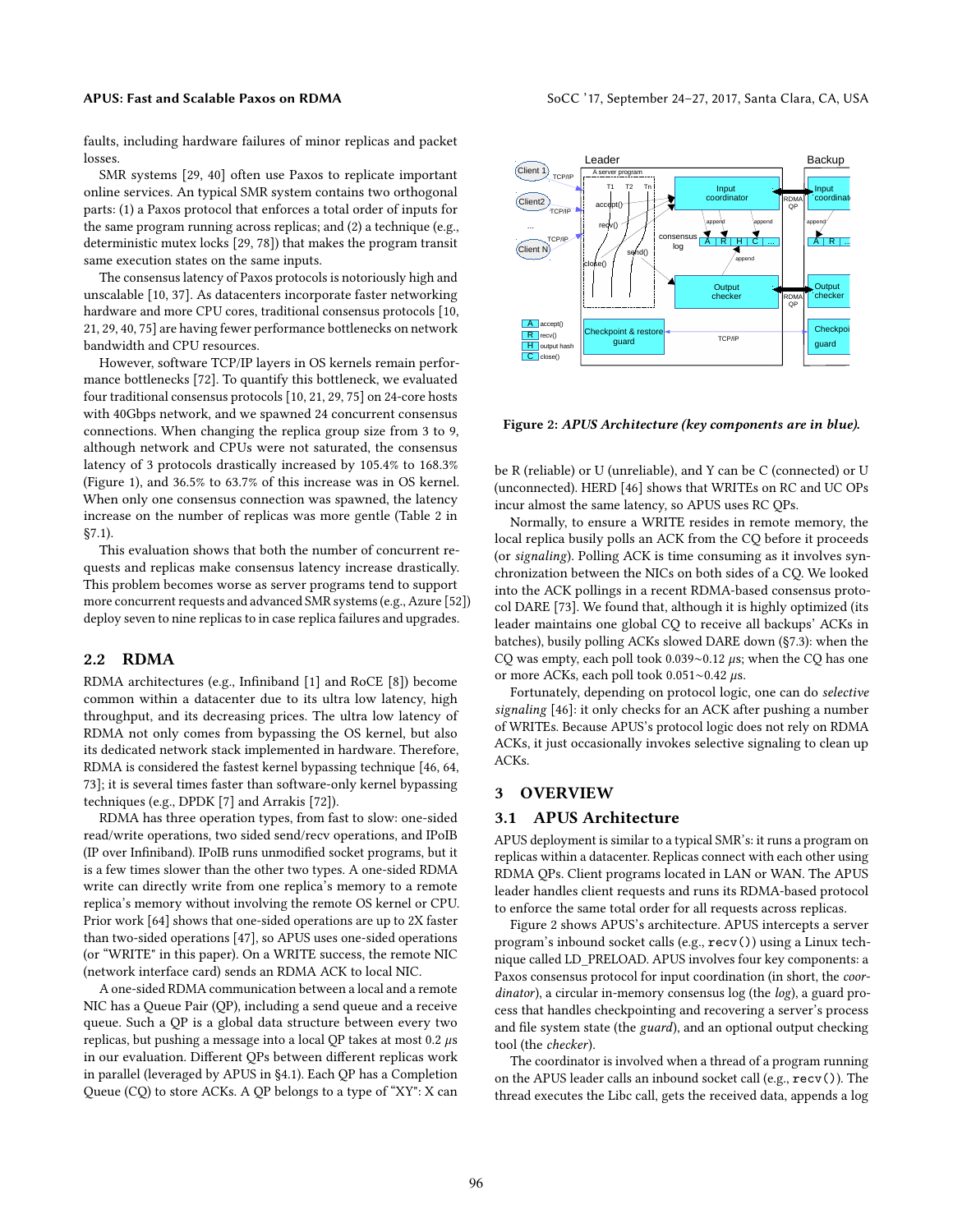faults, including hardware failures of minor replicas and packet losses.

SMR systems [29, 40] often use Paxos to replicate important online services. An typical SMR system contains two orthogonal parts: (1) a Paxos protocol that enforces a total order of inputs for the same program running across replicas; and (2) a technique (e.g., deterministic mutex locks [29, 78]) that makes the program transit same execution states on the same inputs.

The consensus latency of Paxos protocols is notoriously high and unscalable [10, 37]. As datacenters incorporate faster networking hardware and more CPU cores, traditional consensus protocols [10, 21, 29, 40, 75] are having fewer performance bottlenecks on network bandwidth and CPU resources.

However, software TCP/IP layers in OS kernels remain performance bottlenecks [72]. To quantify this bottleneck, we evaluated four traditional consensus protocols [10, 21, 29, 75] on 24-core hosts with 40Gbps network, and we spawned 24 concurrent consensus connections. When changing the replica group size from 3 to 9, although network and CPUs were not saturated, the consensus latency of 3 protocols drastically increased by 105.4% to 168.3% (Figure 1), and 36.5% to 63.7% of this increase was in OS kernel. When only one consensus connection was spawned, the latency increase on the number of replicas was more gentle (Table 2 in §7.1).

This evaluation shows that both the number of concurrent requests and replicas make consensus latency increase drastically. This problem becomes worse as server programs tend to support more concurrent requests and advanced SMR systems (e.g., Azure [52]) deploy seven to nine replicas to in case replica failures and upgrades.

## 2.2 RDMA

RDMA architectures (e.g., Infiniband [1] and RoCE [8]) become common within a datacenter due to its ultra low latency, high throughput, and its decreasing prices. The ultra low latency of RDMA not only comes from bypassing the OS kernel, but also its dedicated network stack implemented in hardware. Therefore, RDMA is considered the fastest kernel bypassing technique [46, 64, 73]; it is several times faster than software-only kernel bypassing techniques (e.g., DPDK [7] and Arrakis [72]).

RDMA has three operation types, from fast to slow: one-sided read/write operations, two sided send/recv operations, and IPoIB (IP over Infiniband). IPoIB runs unmodified socket programs, but it is a few times slower than the other two types. A one-sided RDMA write can directly write from one replica's memory to a remote replica's memory without involving the remote OS kernel or CPU. Prior work [64] shows that one-sided operations are up to 2X faster than two-sided operations [47], so APUS uses one-sided operations (or "WRITE" in this paper). On a WRITE success, the remote NIC (network interface card) sends an RDMA ACK to local NIC.

A one-sided RDMA communication between a local and a remote NIC has a Queue Pair (QP), including a send queue and a receive queue. Such a QP is a global data structure between every two replicas, but pushing a message into a local QP takes at most 0.2 $\mu s$ in our evaluation. Different QPs between different replicas work in parallel (leveraged by APUS in §4.1). Each QP has a Completion Queue (CQ) to store ACKs. A QP belongs to a type of "XY": X can be R (reliable) or U (unreliable), and Y can be C (connected) or U (unconnected). HERD [46] shows that WRITEs on RC and UC OPs incur almost the same latency, so APUS uses RC QPs.

Normally, to ensure a WRITE resides in remote memory, the local replica busily polls an ACK from the CQ before it proceeds (or *signaling*). Polling ACK is time consuming as it involves synchronization between the NICs on both sides of a CQ. We looked into the ACK pollings in a recent RDMA-based consensus protocol DARE [73]. We found that, although it is highly optimized (its leader maintains one global CQ to receive all backups' ACKs in batches), busily polling ACKs slowed DARE down (§7.3): when the CQ was empty, each poll took 0.039~0.12 $\mu s$; when the CQ has one or more ACKs, each poll took 0.051~0.42 $\mu s$.

Fortunately, depending on protocol logic, one can do *selective signaling* [46]: it only checks for an ACK after pushing a number of WRITEs. Because APUS's protocol logic does not rely on RDMA ACKs, it just occasionally invokes selective signaling to clean up ACKs.

**Figure 2:** ***APUS Architecture (key components are in blue).***

# 3 OVERVIEW

## 3.1 APUS Architecture

APUS deployment is similar to a typical SMR's: it runs a program on replicas within a datacenter. Replicas connect with each other using RDMA QPs. Client programs located in LAN or WAN. The APUS leader handles client requests and runs its RDMA-based protocol to enforce the same total order for all requests across replicas.

Figure 2 shows APUS's architecture. APUS intercepts a server program's inbound socket calls (e.g., `recv()`) using a Linux technique called LD_PRELOAD. APUS involves four key components: a Paxos consensus protocol for input coordination (in short, the *coordinator*), a circular in-memory consensus log (the *log*), a guard process that handles checkpointing and recovering a server's process and file system state (the *guard*), and an optional output checking tool (the *checker*).

The coordinator is involved when a thread of a program running on the APUS leader calls an inbound socket call (e.g., `recv()`). The thread executes the Libc call, gets the received data, appends a log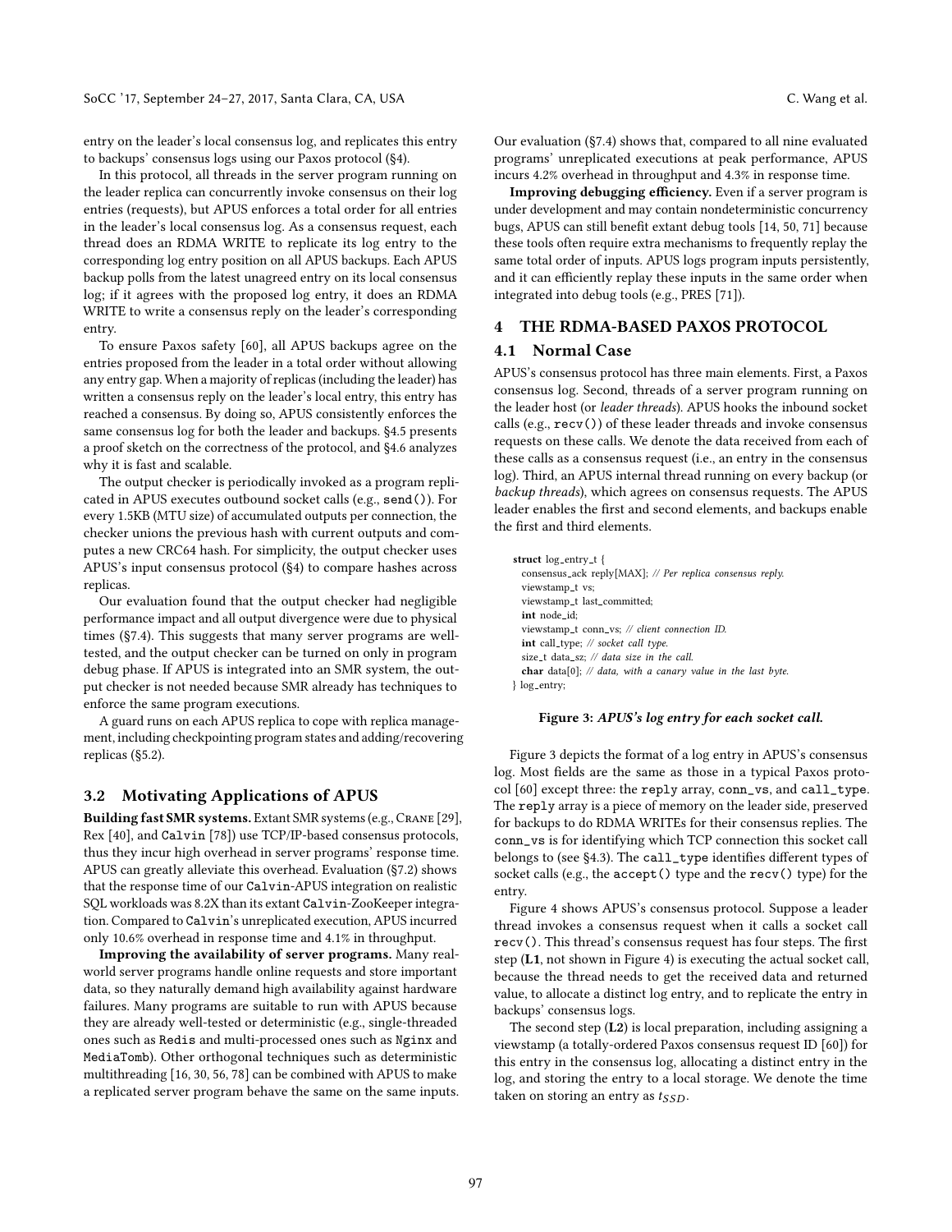entry on the leader's local consensus log, and replicates this entry to backups' consensus logs using our Paxos protocol (§4).

In this protocol, all threads in the server program running on the leader replica can concurrently invoke consensus on their log entries (requests), but APUS enforces a total order for all entries in the leader's local consensus log. As a consensus request, each thread does an RDMA WRITE to replicate its log entry to the corresponding log entry position on all APUS backups. Each APUS backup polls from the latest unagreed entry on its local consensus log; if it agrees with the proposed log entry, it does an RDMA WRITE to write a consensus reply on the leader's corresponding entry.

To ensure Paxos safety [60], all APUS backups agree on the entries proposed from the leader in a total order without allowing any entry gap. When a majority of replicas (including the leader) has written a consensus reply on the leader's local entry, this entry has reached a consensus. By doing so, APUS consistently enforces the same consensus log for both the leader and backups. §4.5 presents a proof sketch on the correctness of the protocol, and §4.6 analyzes why it is fast and scalable.

The output checker is periodically invoked as a program replicated in APUS executes outbound socket calls (e.g., `send()`). For every 1.5KB (MTU size) of accumulated outputs per connection, the checker unions the previous hash with current outputs and computes a new CRC64 hash. For simplicity, the output checker uses APUS's input consensus protocol (§4) to compare hashes across replicas.

Our evaluation found that the output checker had negligible performance impact and all output divergence were due to physical times (§7.4). This suggests that many server programs are well-tested, and the output checker can be turned on only in program debug phase. If APUS is integrated into an SMR system, the output checker is not needed because SMR already has techniques to enforce the same program executions.

A guard runs on each APUS replica to cope with replica management, including checkpointing program states and adding/recovering replicas (§5.2).

## 3.2 Motivating Applications of APUS

**Building fast SMR systems.** Extant SMR systems (e.g., Crane [29], Rex [40], and `Calvin` [78]) use TCP/IP-based consensus protocols, thus they incur high overhead in server programs' response time. APUS can greatly alleviate this overhead. Evaluation (§7.2) shows that the response time of our `Calvin`-APUS integration on realistic SQL workloads was 8.2X than its extant `Calvin`-ZooKeeper integration. Compared to `Calvin`'s unreplicated execution, APUS incurred only 10.6% overhead in response time and 4.1% in throughput.

**Improving the availability of server programs.** Many real-world server programs handle online requests and store important data, so they naturally demand high availability against hardware failures. Many programs are suitable to run with APUS because they are already well-tested or deterministic (e.g., single-threaded ones such as `Redis` and multi-processed ones such as `Nginx` and `MediaTomb`). Other orthogonal techniques such as deterministic multithreading [16, 30, 56, 78] can be combined with APUS to make a replicated server program behave the same on the same inputs. Our evaluation (§7.4) shows that, compared to all nine evaluated programs' unreplicated executions at peak performance, APUS incurs 4.2% overhead in throughput and 4.3% in response time.

**Improving debugging efficiency.** Even if a server program is under development and may contain nondeterministic concurrency bugs, APUS can still benefit extant debug tools [14, 50, 71] because these tools often require extra mechanisms to frequently replay the same total order of inputs. APUS logs program inputs persistently, and it can efficiently replay these inputs in the same order when integrated into debug tools (e.g., PRES [71]).

# 4 THE RDMA-BASED PAXOS PROTOCOL

## 4.1 Normal Case

APUS's consensus protocol has three main elements. First, a Paxos consensus log. Second, threads of a server program running on the leader host (or *leader threads*). APUS hooks the inbound socket calls (e.g., `recv()`) of these leader threads and invoke consensus requests on these calls. We denote the data received from each of these calls as a consensus request (i.e., an entry in the consensus log). Third, an APUS internal thread running on every backup (or *backup threads*), which agrees on consensus requests. The APUS leader enables the first and second elements, and backups enable the first and third elements.

```
struct log_entry_t {
  consensus_ack reply[MAX]; // Per replica consensus reply.
  viewstamp_t vs;
  viewstamp_t last_committed;
  int node_id;
  viewstamp_t conn_vs; // client connection ID.
  int call_type; // socket call type.
  size_t data_sz; // data size in the call.
  char data[0]; // data, with a canary value in the last byte.
} log_entry;
```

**Figure 3: *APUS's log entry for each socket call.***

Figure 3 depicts the format of a log entry in APUS's consensus log. Most fields are the same as those in a typical Paxos protocol [60] except three: the `reply` array, `conn_vs`, and `call_type`. The `reply` array is a piece of memory on the leader side, preserved for backups to do RDMA WRITEs for their consensus replies. The `conn_vs` is for identifying which TCP connection this socket call belongs to (see §4.3). The `call_type` identifies different types of socket calls (e.g., the `accept()` type and the `recv()` type) for the entry.

Figure 4 shows APUS's consensus protocol. Suppose a leader thread invokes a consensus request when it calls a socket call `recv()`. This thread's consensus request has four steps. The first step (**L1**, not shown in Figure 4) is executing the actual socket call, because the thread needs to get the received data and returned value, to allocate a distinct log entry, and to replicate the entry in backups' consensus logs.

The second step (**L2**) is local preparation, including assigning a viewstamp (a totally-ordered Paxos consensus request ID [60]) for this entry in the consensus log, allocating a distinct entry in the log, and storing the entry to a local storage. We denote the time taken on storing an entry as $t_{SSD}$.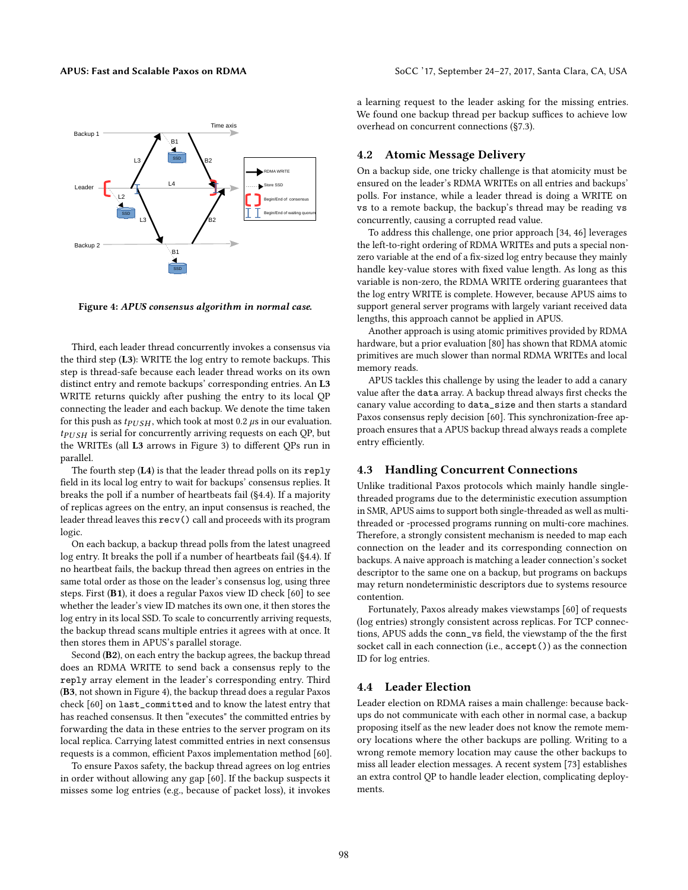Figure 4: *APUS consensus algorithm in normal case.*

Third, each leader thread concurrently invokes a consensus via the third step (**L3**): WRITE the log entry to remote backups. This step is thread-safe because each leader thread works on its own distinct entry and remote backups' corresponding entries. An **L3** WRITE returns quickly after pushing the entry to its local QP connecting the leader and each backup. We denote the time taken for this push as $t_{PUSH}$, which took at most 0.2 $\mu$s in our evaluation. $t_{PUSH}$ is serial for concurrently arriving requests on each QP, but the WRITEs (all **L3** arrows in Figure 3) to different QPs run in parallel.

The fourth step (**L4**) is that the leader thread polls on its `reply` field in its local log entry to wait for backups' consensus replies. It breaks the poll if a number of heartbeats fail (§4.4). If a majority of replicas agrees on the entry, an input consensus is reached, the leader thread leaves this `recv()` call and proceeds with its program logic.

On each backup, a backup thread polls from the latest unagreed log entry. It breaks the poll if a number of heartbeats fail (§4.4). If no heartbeat fails, the backup thread then agrees on entries in the same total order as those on the leader's consensus log, using three steps. First (**B1**), it does a regular Paxos view ID check [60] to see whether the leader's view ID matches its own one, it then stores the log entry in its local SSD. To scale to concurrently arriving requests, the backup thread scans multiple entries it agrees with at once. It then stores them in APUS's parallel storage.

Second (**B2**), on each entry the backup agrees, the backup thread does an RDMA WRITE to send back a consensus reply to the `reply` array element in the leader's corresponding entry. Third (**B3**, not shown in Figure 4), the backup thread does a regular Paxos check [60] on `last_committed` and to know the latest entry that has reached consensus. It then "executes" the committed entries by forwarding the data in these entries to the server program on its local replica. Carrying latest committed entries in next consensus requests is a common, efficient Paxos implementation method [60].

To ensure Paxos safety, the backup thread agrees on log entries in order without allowing any gap [60]. If the backup suspects it misses some log entries (e.g., because of packet loss), it invokes a learning request to the leader asking for the missing entries. We found one backup thread per backup suffices to achieve low overhead on concurrent connections (§7.3).

## 4.2 Atomic Message Delivery

On a backup side, one tricky challenge is that atomicity must be ensured on the leader's RDMA WRITEs on all entries and backups' polls. For instance, while a leader thread is doing a WRITE on `vs` to a remote backup, the backup's thread may be reading `vs` concurrently, causing a corrupted read value.

To address this challenge, one prior approach [34, 46] leverages the left-to-right ordering of RDMA WRITEs and puts a special non-zero variable at the end of a fix-sized log entry because they mainly handle key-value stores with fixed value length. As long as this variable is non-zero, the RDMA WRITE ordering guarantees that the log entry WRITE is complete. However, because APUS aims to support general server programs with largely variant received data lengths, this approach cannot be applied in APUS.

Another approach is using atomic primitives provided by RDMA hardware, but a prior evaluation [80] has shown that RDMA atomic primitives are much slower than normal RDMA WRITEs and local memory reads.

APUS tackles this challenge by using the leader to add a canary value after the `data` array. A backup thread always first checks the canary value according to `data_size` and then starts a standard Paxos consensus reply decision [60]. This synchronization-free approach ensures that a APUS backup thread always reads a complete entry efficiently.

## 4.3 Handling Concurrent Connections

Unlike traditional Paxos protocols which mainly handle single-threaded programs due to the deterministic execution assumption in SMR, APUS aims to support both single-threaded as well as multi-threaded or -processed programs running on multi-core machines. Therefore, a strongly consistent mechanism is needed to map each connection on the leader and its corresponding connection on backups. A naive approach is matching a leader connection's socket descriptor to the same one on a backup, but programs on backups may return nondeterministic descriptors due to systems resource contention.

Fortunately, Paxos already makes viewstamps [60] of requests (log entries) strongly consistent across replicas. For TCP connections, APUS adds the `conn_vs` field, the viewstamp of the the first socket call in each connection (i.e., `accept()`) as the connection ID for log entries.

## 4.4 Leader Election

Leader election on RDMA raises a main challenge: because backups do not communicate with each other in normal case, a backup proposing itself as the new leader does not know the remote memory locations where the other backups are polling. Writing to a wrong remote memory location may cause the other backups to miss all leader election messages. A recent system [73] establishes an extra control QP to handle leader election, complicating deployments.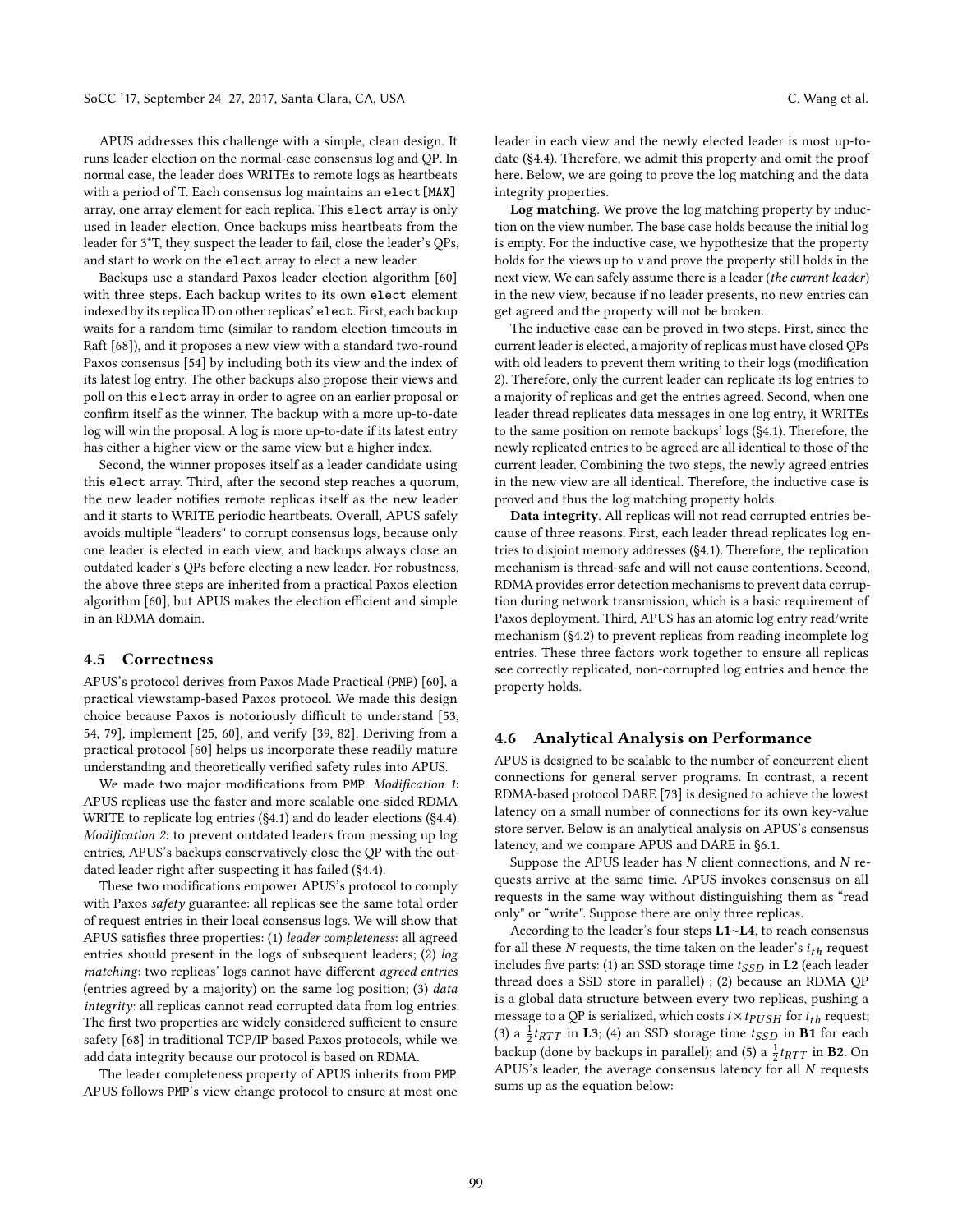APUS addresses this challenge with a simple, clean design. It runs leader election on the normal-case consensus log and QP. In normal case, the leader does WRITEs to remote logs as heartbeats with a period of T. Each consensus log maintains an `elect[MAX]` array, one array element for each replica. This `elect` array is only used in leader election. Once backups miss heartbeats from the leader for 3*T, they suspect the leader to fail, close the leader's QPs, and start to work on the `elect` array to elect a new leader.

Backups use a standard Paxos leader election algorithm [60] with three steps. Each backup writes to its own `elect` element indexed by its replica ID on other replicas' `elect`. First, each backup waits for a random time (similar to random election timeouts in Raft [68]), and it proposes a new view with a standard two-round Paxos consensus [54] by including both its view and the index of its latest log entry. The other backups also propose their views and poll on this `elect` array in order to agree on an earlier proposal or confirm itself as the winner. The backup with a more up-to-date log will win the proposal. A log is more up-to-date if its latest entry has either a higher view or the same view but a higher index.

Second, the winner proposes itself as a leader candidate using this `elect` array. Third, after the second step reaches a quorum, the new leader notifies remote replicas itself as the new leader and it starts to WRITE periodic heartbeats. Overall, APUS safely avoids multiple "leaders" to corrupt consensus logs, because only one leader is elected in each view, and backups always close an outdated leader's QPs before electing a new leader. For robustness, the above three steps are inherited from a practical Paxos election algorithm [60], but APUS makes the election efficient and simple in an RDMA domain.

## 4.5 Correctness

APUS's protocol derives from Paxos Made Practical (PMP) [60], a practical viewstamp-based Paxos protocol. We made this design choice because Paxos is notoriously difficult to understand [53, 54, 79], implement [25, 60], and verify [39, 82]. Deriving from a practical protocol [60] helps us incorporate these readily mature understanding and theoretically verified safety rules into APUS.

We made two major modifications from PMP. *Modification 1*: APUS replicas use the faster and more scalable one-sided RDMA WRITE to replicate log entries (§4.1) and do leader elections (§4.4). *Modification 2*: to prevent outdated leaders from messing up log entries, APUS's backups conservatively close the QP with the outdated leader right after suspecting it has failed (§4.4).

These two modifications empower APUS's protocol to comply with Paxos *safety* guarantee: all replicas see the same total order of request entries in their local consensus logs. We will show that APUS satisfies three properties: (1) *leader completeness*: all agreed entries should present in the logs of subsequent leaders; (2) *log matching*: two replicas' logs cannot have different *agreed entries* (entries agreed by a majority) on the same log position; (3) *data integrity*: all replicas cannot read corrupted data from log entries. The first two properties are widely considered sufficient to ensure safety [68] in traditional TCP/IP based Paxos protocols, while we add data integrity because our protocol is based on RDMA.

The leader completeness property of APUS inherits from PMP. APUS follows PMP's view change protocol to ensure at most one leader in each view and the newly elected leader is most up-to-date (§4.4). Therefore, we admit this property and omit the proof here. Below, we are going to prove the log matching and the data integrity properties.

**Log matching**. We prove the log matching property by induction on the view number. The base case holds because the initial log is empty. For the inductive case, we hypothesize that the property holds for the views up to $v$ and prove the property still holds in the next view. We can safely assume there is a leader (*the current leader*) in the new view, because if no leader presents, no new entries can get agreed and the property will not be broken.

The inductive case can be proved in two steps. First, since the current leader is elected, a majority of replicas must have closed QPs with old leaders to prevent them writing to their logs (modification 2). Therefore, only the current leader can replicate its log entries to a majority of replicas and get the entries agreed. Second, when one leader thread replicates data messages in one log entry, it WRITEs to the same position on remote backups' logs (§4.1). Therefore, the newly replicated entries to be agreed are all identical to those of the current leader. Combining the two steps, the newly agreed entries in the new view are all identical. Therefore, the inductive case is proved and thus the log matching property holds.

**Data integrity**. All replicas will not read corrupted entries because of three reasons. First, each leader thread replicates log entries to disjoint memory addresses (§4.1). Therefore, the replication mechanism is thread-safe and will not cause contentions. Second, RDMA provides error detection mechanisms to prevent data corruption during network transmission, which is a basic requirement of Paxos deployment. Third, APUS has an atomic log entry read/write mechanism (§4.2) to prevent replicas from reading incomplete log entries. These three factors work together to ensure all replicas see correctly replicated, non-corrupted log entries and hence the property holds.

## 4.6 Analytical Analysis on Performance

APUS is designed to be scalable to the number of concurrent client connections for general server programs. In contrast, a recent RDMA-based protocol DARE [73] is designed to achieve the lowest latency on a small number of connections for its own key-value store server. Below is an analytical analysis on APUS's consensus latency, and we compare APUS and DARE in §6.1.

Suppose the APUS leader has $N$ client connections, and $N$ requests arrive at the same time. APUS invokes consensus on all requests in the same way without distinguishing them as "read only" or "write". Suppose there are only three replicas.

According to the leader's four steps **L1**~**L4**, to reach consensus for all these $N$ requests, the time taken on the leader's $i_{th}$ request includes five parts: (1) an SSD storage time $t_{SSD}$ in **L2** (each leader thread does a SSD store in parallel) ; (2) because an RDMA QP is a global data structure between every two replicas, pushing a message to a QP is serialized, which costs $i \times t_{PUSH}$ for $i_{th}$ request; (3) a $\frac{1}{2}t_{RTT}$ in **L3**; (4) an SSD storage time $t_{SSD}$ in **B1** for each backup (done by backups in parallel); and (5) a $\frac{1}{2}t_{RTT}$ in **B2**. On APUS's leader, the average consensus latency for all $N$ requests sums up as the equation below: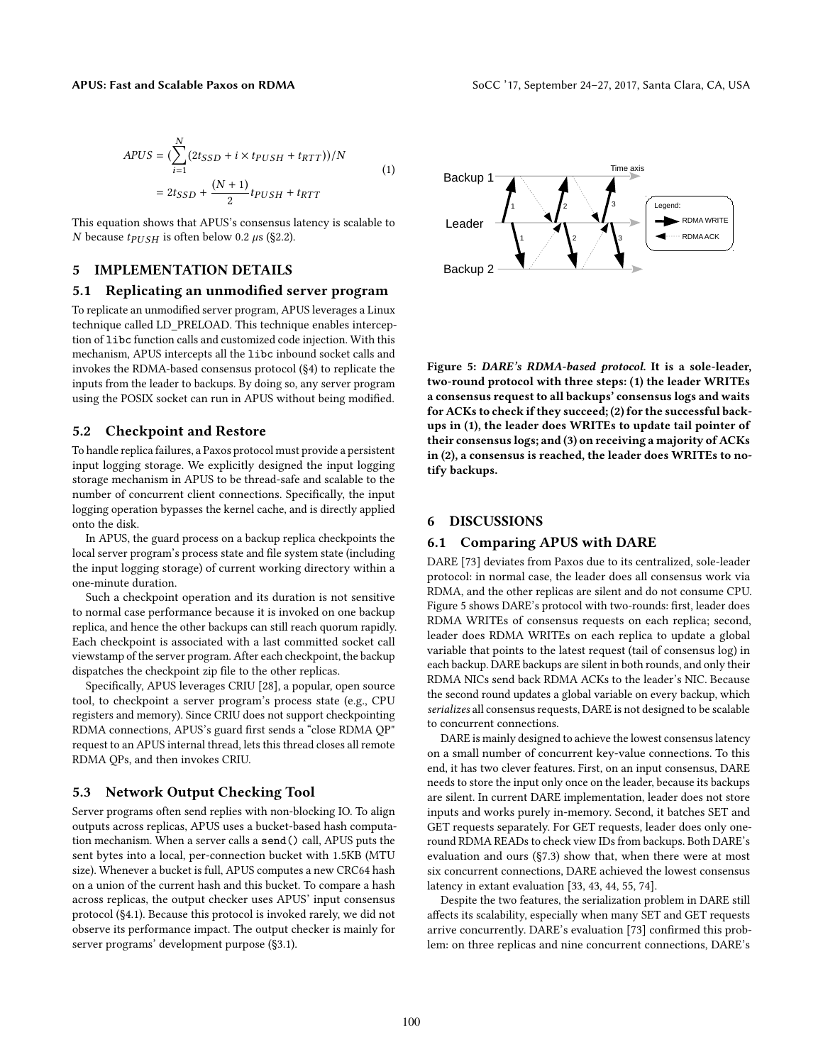$$APUS = (\sum_{i=1}^{N}(2t_{SSD} + i \times t_{PUSH} + t_{RTT}))/N$$
$$= 2t_{SSD} + \frac{(N+1)}{2}t_{PUSH} + t_{RTT} \tag{1}$$

This equation shows that APUS's consensus latency is scalable to $N$ because $t_{PUSH}$ is often below 0.2 $\mu$s (§2.2).

## 5 IMPLEMENTATION DETAILS

### 5.1 Replicating an unmodified server program

To replicate an unmodified server program, APUS leverages a Linux technique called LD_PRELOAD. This technique enables interception of `libc` function calls and customized code injection. With this mechanism, APUS intercepts all the `libc` inbound socket calls and invokes the RDMA-based consensus protocol (§4) to replicate the inputs from the leader to backups. By doing so, any server program using the POSIX socket can run in APUS without being modified.

### 5.2 Checkpoint and Restore

To handle replica failures, a Paxos protocol must provide a persistent input logging storage. We explicitly designed the input logging storage mechanism in APUS to be thread-safe and scalable to the number of concurrent client connections. Specifically, the input logging operation bypasses the kernel cache, and is directly applied onto the disk.

In APUS, the guard process on a backup replica checkpoints the local server program's process state and file system state (including the input logging storage) of current working directory within a one-minute duration.

Such a checkpoint operation and its duration is not sensitive to normal case performance because it is invoked on one backup replica, and hence the other backups can still reach quorum rapidly. Each checkpoint is associated with a last committed socket call viewstamp of the server program. After each checkpoint, the backup dispatches the checkpoint zip file to the other replicas.

Specifically, APUS leverages CRIU [28], a popular, open source tool, to checkpoint a server program's process state (e.g., CPU registers and memory). Since CRIU does not support checkpointing RDMA connections, APUS's guard first sends a "close RDMA QP" request to an APUS internal thread, lets this thread closes all remote RDMA QPs, and then invokes CRIU.

### 5.3 Network Output Checking Tool

Server programs often send replies with non-blocking IO. To align outputs across replicas, APUS uses a bucket-based hash computation mechanism. When a server calls a `send()` call, APUS puts the sent bytes into a local, per-connection bucket with 1.5KB (MTU size). Whenever a bucket is full, APUS computes a new CRC64 hash on a union of the current hash and this bucket. To compare a hash across replicas, the output checker uses APUS' input consensus protocol (§4.1). Because this protocol is invoked rarely, we did not observe its performance impact. The output checker is mainly for server programs' development purpose (§3.1).

**Figure 5: *DARE's RDMA-based protocol*. It is a sole-leader, two-round protocol with three steps: (1) the leader WRITEs a consensus request to all backups' consensus logs and waits for ACKs to check if they succeed; (2) for the successful backups in (1), the leader does WRITEs to update tail pointer of their consensus logs; and (3) on receiving a majority of ACKs in (2), a consensus is reached, the leader does WRITEs to notify backups.**

## 6 DISCUSSIONS

### 6.1 Comparing APUS with DARE

DARE [73] deviates from Paxos due to its centralized, sole-leader protocol: in normal case, the leader does all consensus work via RDMA, and the other replicas are silent and do not consume CPU. Figure 5 shows DARE's protocol with two-rounds: first, leader does RDMA WRITEs of consensus requests on each replica; second, leader does RDMA WRITEs on each replica to update a global variable that points to the latest request (tail of consensus log) in each backup. DARE backups are silent in both rounds, and only their RDMA NICs send back RDMA ACKs to the leader's NIC. Because the second round updates a global variable on every backup, which *serializes* all consensus requests, DARE is not designed to be scalable to concurrent connections.

DARE is mainly designed to achieve the lowest consensus latency on a small number of concurrent key-value connections. To this end, it has two clever features. First, on an input consensus, DARE needs to store the input only once on the leader, because its backups are silent. In current DARE implementation, leader does not store inputs and works purely in-memory. Second, it batches SET and GET requests separately. For GET requests, leader does only one-round RDMA READs to check view IDs from backups. Both DARE's evaluation and ours (§7.3) show that, when there were at most six concurrent connections, DARE achieved the lowest consensus latency in extant evaluation [33, 43, 44, 55, 74].

Despite the two features, the serialization problem in DARE still affects its scalability, especially when many SET and GET requests arrive concurrently. DARE's evaluation [73] confirmed this problem: on three replicas and nine concurrent connections, DARE's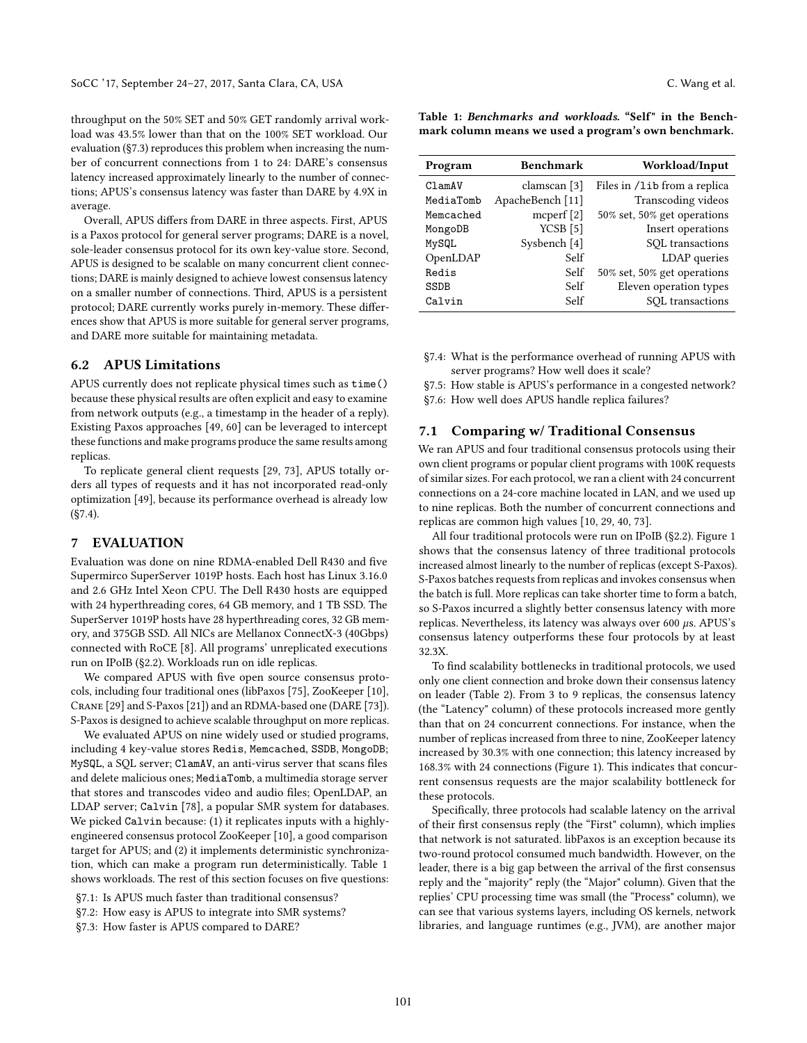throughput on the 50% SET and 50% GET randomly arrival workload was 43.5% lower than that on the 100% SET workload. Our evaluation (§7.3) reproduces this problem when increasing the number of concurrent connections from 1 to 24: DARE's consensus latency increased approximately linearly to the number of connections; APUS's consensus latency was faster than DARE by 4.9X in average.

Overall, APUS differs from DARE in three aspects. First, APUS is a Paxos protocol for general server programs; DARE is a novel, sole-leader consensus protocol for its own key-value store. Second, APUS is designed to be scalable on many concurrent client connections; DARE is mainly designed to achieve lowest consensus latency on a smaller number of connections. Third, APUS is a persistent protocol; DARE currently works purely in-memory. These differences show that APUS is more suitable for general server programs, and DARE more suitable for maintaining metadata.

## 6.2 APUS Limitations

APUS currently does not replicate physical times such as `time()` because these physical results are often explicit and easy to examine from network outputs (e.g., a timestamp in the header of a reply). Existing Paxos approaches [49, 60] can be leveraged to intercept these functions and make programs produce the same results among replicas.

To replicate general client requests [29, 73], APUS totally orders all types of requests and it has not incorporated read-only optimization [49], because its performance overhead is already low (§7.4).

# 7 EVALUATION

Evaluation was done on nine RDMA-enabled Dell R430 and five Supermirco SuperServer 1019P hosts. Each host has Linux 3.16.0 and 2.6 GHz Intel Xeon CPU. The Dell R430 hosts are equipped with 24 hyperthreading cores, 64 GB memory, and 1 TB SSD. The SuperServer 1019P hosts have 28 hyperthreading cores, 32 GB memory, and 375GB SSD. All NICs are Mellanox ConnectX-3 (40Gbps) connected with RoCE [8]. All programs' unreplicated executions run on IPoIB (§2.2). Workloads run on idle replicas.

We compared APUS with five open source consensus protocols, including four traditional ones (libPaxos [75], ZooKeeper [10], Crane [29] and S-Paxos [21]) and an RDMA-based one (DARE [73]). S-Paxos is designed to achieve scalable throughput on more replicas.

We evaluated APUS on nine widely used or studied programs, including 4 key-value stores `Redis`, `Memcached`, `SSDB`, `MongoDB`; `MySQL`, a SQL server; `ClamAV`, an anti-virus server that scans files and delete malicious ones; `MediaTomb`, a multimedia storage server that stores and transcodes video and audio files; OpenLDAP, an LDAP server; `Calvin` [78], a popular SMR system for databases. We picked `Calvin` because: (1) it replicates inputs with a highly-engineered consensus protocol ZooKeeper [10], a good comparison target for APUS; and (2) it implements deterministic synchronization, which can make a program run deterministically. Table 1 shows workloads. The rest of this section focuses on five questions:

- §7.1: Is APUS much faster than traditional consensus?
- §7.2: How easy is APUS to integrate into SMR systems?
- §7.3: How faster is APUS compared to DARE?
- §7.4: What is the performance overhead of running APUS with server programs? How well does it scale?
- §7.5: How stable is APUS's performance in a congested network?
- §7.6: How well does APUS handle replica failures?

**Table 1: *Benchmarks and workloads.* "Self" in the Benchmark column means we used a program's own benchmark.**

| Program | Benchmark | Workload/Input |
|---|---|---|
| `ClamAV` | clamscan [3] | Files in `/lib` from a replica |
| `MediaTomb` | ApacheBench [11] | Transcoding videos |
| `Memcached` | mcperf [2] | 50% set, 50% get operations |
| `MongoDB` | YCSB [5] | Insert operations |
| `MySQL` | Sysbench [4] | SQL transactions |
| `OpenLDAP` | Self | LDAP queries |
| `Redis` | Self | 50% set, 50% get operations |
| `SSDB` | Self | Eleven operation types |
| `Calvin` | Self | SQL transactions |

## 7.1 Comparing w/ Traditional Consensus

We ran APUS and four traditional consensus protocols using their own client programs or popular client programs with 100K requests of similar sizes. For each protocol, we ran a client with 24 concurrent connections on a 24-core machine located in LAN, and we used up to nine replicas. Both the number of concurrent connections and replicas are common high values [10, 29, 40, 73].

All four traditional protocols were run on IPoIB (§2.2). Figure 1 shows that the consensus latency of three traditional protocols increased almost linearly to the number of replicas (except S-Paxos). S-Paxos batches requests from replicas and invokes consensus when the batch is full. More replicas can take shorter time to form a batch, so S-Paxos incurred a slightly better consensus latency with more replicas. Nevertheless, its latency was always over 600 $\mu$s. APUS's consensus latency outperforms these four protocols by at least 32.3X.

To find scalability bottlenecks in traditional protocols, we used only one client connection and broke down their consensus latency on leader (Table 2). From 3 to 9 replicas, the consensus latency (the "Latency" column) of these protocols increased more gently than that on 24 concurrent connections. For instance, when the number of replicas increased from three to nine, ZooKeeper latency increased by 30.3% with one connection; this latency increased by 168.3% with 24 connections (Figure 1). This indicates that concurrent consensus requests are the major scalability bottleneck for these protocols.

Specifically, three protocols had scalable latency on the arrival of their first consensus reply (the "First" column), which implies that network is not saturated. libPaxos is an exception because its two-round protocol consumed much bandwidth. However, on the leader, there is a big gap between the arrival of the first consensus reply and the "majority" reply (the "Major" column). Given that the replies' CPU processing time was small (the "Process" column), we can see that various systems layers, including OS kernels, network libraries, and language runtimes (e.g., JVM), are another major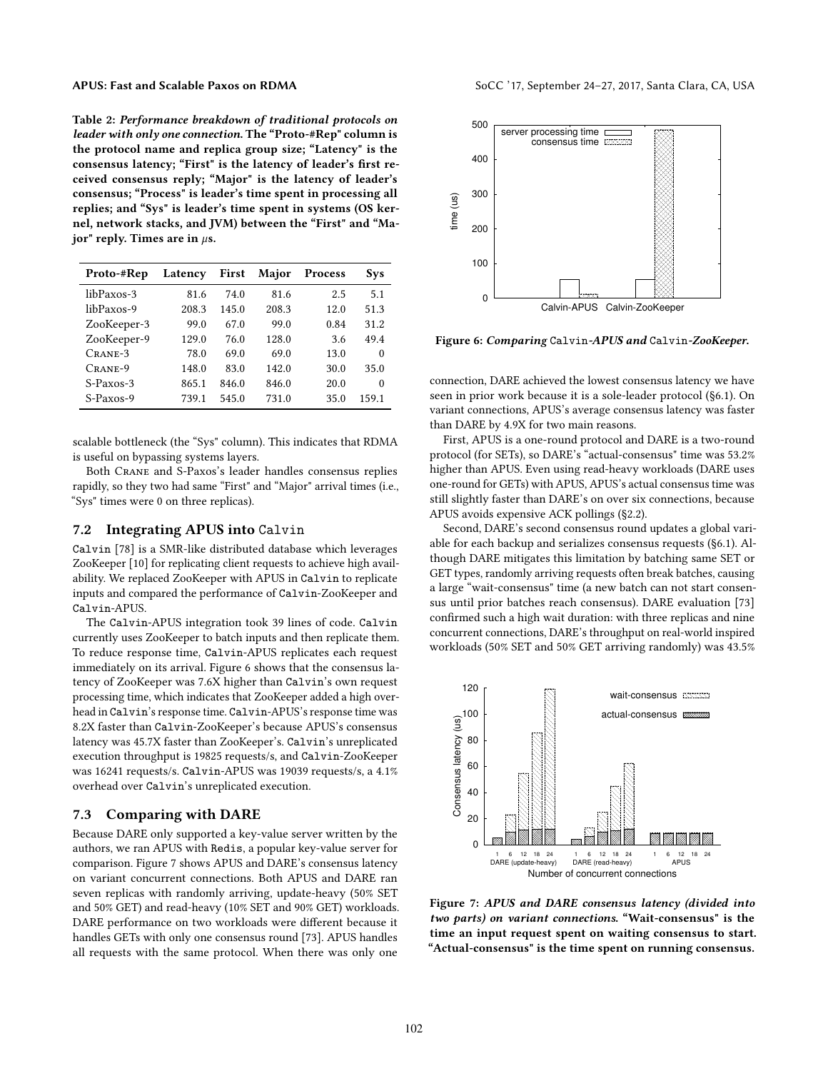**Table 2: *Performance breakdown of traditional protocols on leader with only one connection.* The "Proto-#Rep" column is the protocol name and replica group size; "Latency" is the consensus latency; "First" is the latency of leader's first received consensus reply; "Major" is the latency of leader's consensus; "Process" is leader's time spent in processing all replies; and "Sys" is leader's time spent in systems (OS kernel, network stacks, and JVM) between the "First" and "Major" reply. Times are in $\mu$s.**

| Proto-#Rep | Latency | First | Major | Process | Sys |
|---|---|---|---|---|---|
| libPaxos-3 | 81.6 | 74.0 | 81.6 | 2.5 | 5.1 |
| libPaxos-9 | 208.3 | 145.0 | 208.3 | 12.0 | 51.3 |
| ZooKeeper-3 | 99.0 | 67.0 | 99.0 | 0.84 | 31.2 |
| ZooKeeper-9 | 129.0 | 76.0 | 128.0 | 3.6 | 49.4 |
| Crane-3 | 78.0 | 69.0 | 69.0 | 13.0 | 0 |
| Crane-9 | 148.0 | 83.0 | 142.0 | 30.0 | 35.0 |
| S-Paxos-3 | 865.1 | 846.0 | 846.0 | 20.0 | 0 |
| S-Paxos-9 | 739.1 | 545.0 | 731.0 | 35.0 | 159.1 |

scalable bottleneck (the "Sys" column). This indicates that RDMA is useful on bypassing systems layers.

Both Crane and S-Paxos's leader handles consensus replies rapidly, so they two had same "First" and "Major" arrival times (i.e., "Sys" times were 0 on three replicas).

## 7.2 Integrating APUS into Calvin

Calvin [78] is a SMR-like distributed database which leverages ZooKeeper [10] for replicating client requests to achieve high availability. We replaced ZooKeeper with APUS in Calvin to replicate inputs and compared the performance of Calvin-ZooKeeper and Calvin-APUS.

The Calvin-APUS integration took 39 lines of code. Calvin currently uses ZooKeeper to batch inputs and then replicate them. To reduce response time, Calvin-APUS replicates each request immediately on its arrival. Figure 6 shows that the consensus latency of ZooKeeper was 7.6X higher than Calvin's own request processing time, which indicates that ZooKeeper added a high overhead in Calvin's response time. Calvin-APUS's response time was 8.2X faster than Calvin-ZooKeeper's because APUS's consensus latency was 45.7X faster than ZooKeeper's. Calvin's unreplicated execution throughput is 19825 requests/s, and Calvin-ZooKeeper was 16241 requests/s. Calvin-APUS was 19039 requests/s, a 4.1% overhead over Calvin's unreplicated execution.

## 7.3 Comparing with DARE

Because DARE only supported a key-value server written by the authors, we ran APUS with Redis, a popular key-value server for comparison. Figure 7 shows APUS and DARE's consensus latency on variant concurrent connections. Both APUS and DARE ran seven replicas with randomly arriving, update-heavy (50% SET and 50% GET) and read-heavy (10% SET and 90% GET) workloads. DARE performance on two workloads were different because it handles GETs with only one consensus round [73]. APUS handles all requests with the same protocol. When there was only one connection, DARE achieved the lowest consensus latency we have seen in prior work because it is a sole-leader protocol (§6.1). On variant connections, APUS's average consensus latency was faster than DARE by 4.9X for two main reasons.

**Figure 6: *Comparing* Calvin*-APUS and* Calvin*-ZooKeeper.***

First, APUS is a one-round protocol and DARE is a two-round protocol (for SETs), so DARE's "actual-consensus" time was 53.2% higher than APUS. Even using read-heavy workloads (DARE uses one-round for GETs) with APUS, APUS's actual consensus time was still slightly faster than DARE's on over six connections, because APUS avoids expensive ACK pollings (§2.2).

Second, DARE's second consensus round updates a global variable for each backup and serializes consensus requests (§6.1). Although DARE mitigates this limitation by batching same SET or GET types, randomly arriving requests often break batches, causing a large "wait-consensus" time (a new batch can not start consensus until prior batches reach consensus). DARE evaluation [73] confirmed such a high wait duration: with three replicas and nine concurrent connections, DARE's throughput on real-world inspired workloads (50% SET and 50% GET arriving randomly) was 43.5%

**Figure 7: *APUS and DARE consensus latency (divided into two parts) on variant connections.* "Wait-consensus" is the time an input request spent on waiting consensus to start. "Actual-consensus" is the time spent on running consensus.**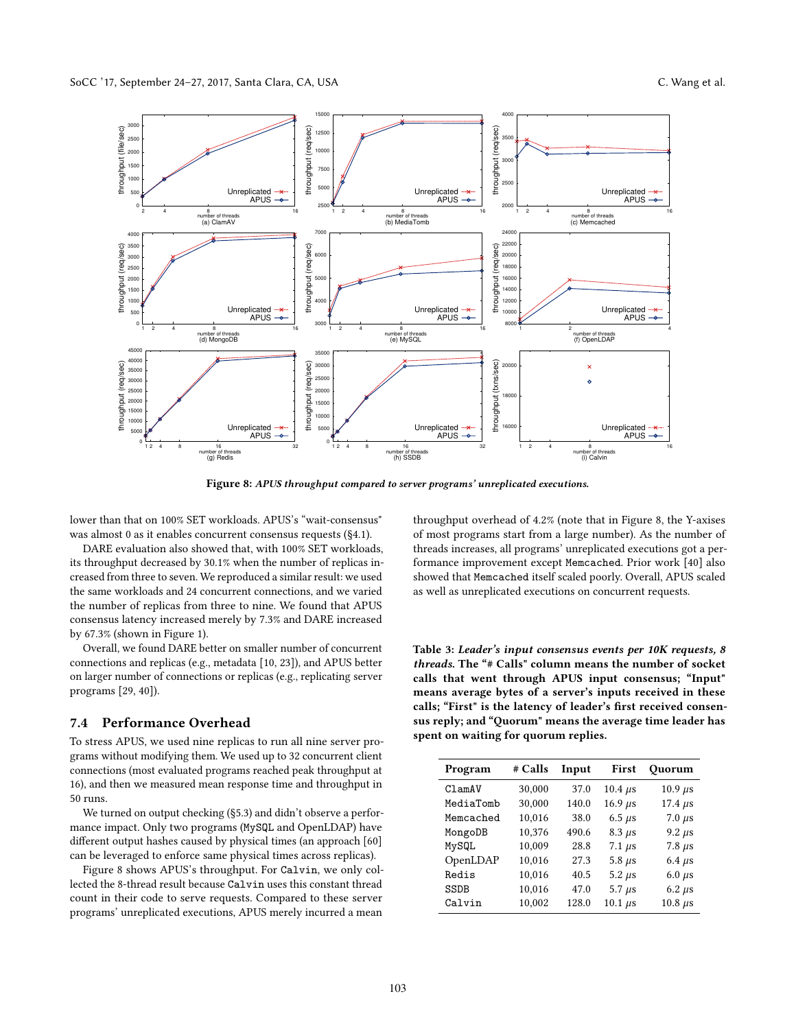**Figure 8:** *APUS throughput compared to server programs' unreplicated executions.*

lower than that on 100% SET workloads. APUS's "wait-consensus" was almost 0 as it enables concurrent consensus requests (§4.1).

DARE evaluation also showed that, with 100% SET workloads, its throughput decreased by 30.1% when the number of replicas increased from three to seven. We reproduced a similar result: we used the same workloads and 24 concurrent connections, and we varied the number of replicas from three to nine. We found that APUS consensus latency increased merely by 7.3% and DARE increased by 67.3% (shown in Figure 1).

Overall, we found DARE better on smaller number of concurrent connections and replicas (e.g., metadata [10, 23]), and APUS better on larger number of connections or replicas (e.g., replicating server programs [29, 40]).

## 7.4 Performance Overhead

To stress APUS, we used nine replicas to run all nine server programs without modifying them. We used up to 32 concurrent client connections (most evaluated programs reached peak throughput at 16), and then we measured mean response time and throughput in 50 runs.

We turned on output checking (§5.3) and didn't observe a performance impact. Only two programs (MySQL and OpenLDAP) have different output hashes caused by physical times (an approach [60] can be leveraged to enforce same physical times across replicas).

Figure 8 shows APUS's throughput. For Calvin, we only collected the 8-thread result because Calvin uses this constant thread count in their code to serve requests. Compared to these server programs' unreplicated executions, APUS merely incurred a mean throughput overhead of 4.2% (note that in Figure 8, the Y-axises of most programs start from a large number). As the number of threads increases, all programs' unreplicated executions got a performance improvement except Memcached. Prior work [40] also showed that Memcached itself scaled poorly. Overall, APUS scaled as well as unreplicated executions on concurrent requests.

**Table 3:** ***Leader's input consensus events per 10K requests, 8 threads.*** **The "# Calls" column means the number of socket calls that went through APUS input consensus; "Input" means average bytes of a server's inputs received in these calls; "First" is the latency of leader's first received consensus reply; and "Quorum" means the average time leader has spent on waiting for quorum replies.**

| Program | # Calls | Input | First | Quorum |
|---|---|---|---|---|
| ClamAV | 30,000 | 37.0 | 10.4 $\mu s$ | 10.9 $\mu s$ |
| MediaTomb | 30,000 | 140.0 | 16.9 $\mu s$ | 17.4 $\mu s$ |
| Memcached | 10,016 | 38.0 | 6.5 $\mu s$ | 7.0 $\mu s$ |
| MongoDB | 10,376 | 490.6 | 8.3 $\mu s$ | 9.2 $\mu s$ |
| MySQL | 10,009 | 28.8 | 7.1 $\mu s$ | 7.8 $\mu s$ |
| OpenLDAP | 10,016 | 27.3 | 5.8 $\mu s$ | 6.4 $\mu s$ |
| Redis | 10,016 | 40.5 | 5.2 $\mu s$ | 6.0 $\mu s$ |
| SSDB | 10,016 | 47.0 | 5.7 $\mu s$ | 6.2 $\mu s$ |
| Calvin | 10,002 | 128.0 | 10.1 $\mu s$ | 10.8 $\mu s$ |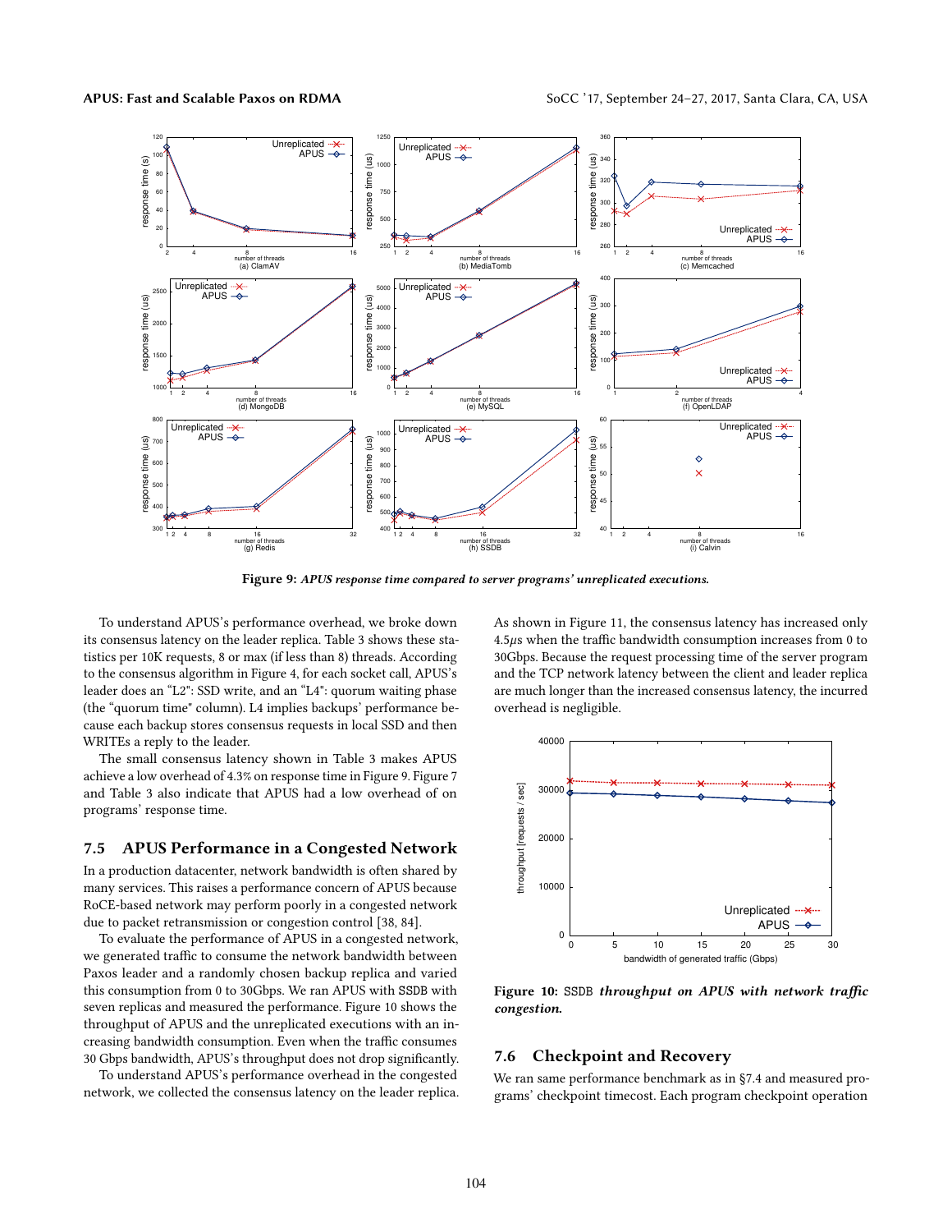Figure 9: *APUS response time compared to server programs' unreplicated executions.*

To understand APUS's performance overhead, we broke down its consensus latency on the leader replica. Table 3 shows these statistics per 10K requests, 8 or max (if less than 8) threads. According to the consensus algorithm in Figure 4, for each socket call, APUS's leader does an "L2": SSD write, and an "L4": quorum waiting phase (the "quorum time" column). L4 implies backups' performance because each backup stores consensus requests in local SSD and then WRITEs a reply to the leader.

The small consensus latency shown in Table 3 makes APUS achieve a low overhead of 4.3% on response time in Figure 9. Figure 7 and Table 3 also indicate that APUS had a low overhead of on programs' response time.

## 7.5 APUS Performance in a Congested Network

In a production datacenter, network bandwidth is often shared by many services. This raises a performance concern of APUS because RoCE-based network may perform poorly in a congested network due to packet retransmission or congestion control [38, 84].

To evaluate the performance of APUS in a congested network, we generated traffic to consume the network bandwidth between Paxos leader and a randomly chosen backup replica and varied this consumption from 0 to 30Gbps. We ran APUS with SSDB with seven replicas and measured the performance. Figure 10 shows the throughput of APUS and the unreplicated executions with an increasing bandwidth consumption. Even when the traffic consumes 30 Gbps bandwidth, APUS's throughput does not drop significantly.

To understand APUS's performance overhead in the congested network, we collected the consensus latency on the leader replica. As shown in Figure 11, the consensus latency has increased only 4.5$\mu s$ when the traffic bandwidth consumption increases from 0 to 30Gbps. Because the request processing time of the server program and the TCP network latency between the client and leader replica are much longer than the increased consensus latency, the incurred overhead is negligible.

Figure 10: SSDB *throughput on APUS with network traffic congestion.*

## 7.6 Checkpoint and Recovery

We ran same performance benchmark as in §7.4 and measured programs' checkpoint timecost. Each program checkpoint operation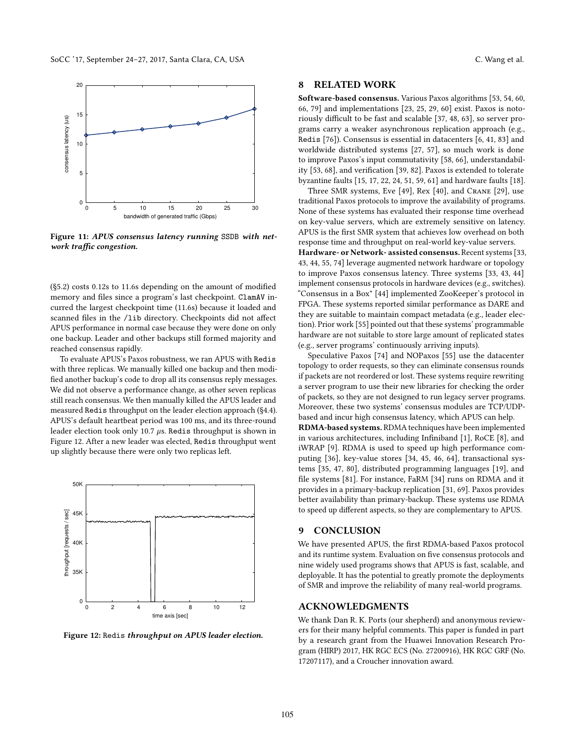Figure 11: ***APUS consensus latency running*** `SSDB` ***with network traffic congestion.***

(§5.2) costs 0.12s to 11.6s depending on the amount of modified memory and files since a program's last checkpoint. ClamAV incurred the largest checkpoint time (11.6s) because it loaded and scanned files in the /lib directory. Checkpoints did not affect APUS performance in normal case because they were done on only one backup. Leader and other backups still formed majority and reached consensus rapidly.

To evaluate APUS's Paxos robustness, we ran APUS with Redis with three replicas. We manually killed one backup and then modified another backup's code to drop all its consensus reply messages. We did not observe a performance change, as other seven replicas still reach consensus. We then manually killed the APUS leader and measured Redis throughput on the leader election approach (§4.4). APUS's default heartbeat period was 100 ms, and its three-round leader election took only 10.7 $\mu$s. Redis throughput is shown in Figure 12. After a new leader was elected, Redis throughput went up slightly because there were only two replicas left.

Figure 12: `Redis` ***throughput on APUS leader election.***

## 8 RELATED WORK

**Software-based consensus.** Various Paxos algorithms [53, 54, 60, 66, 79] and implementations [23, 25, 29, 60] exist. Paxos is notoriously difficult to be fast and scalable [37, 48, 63], so server programs carry a weaker asynchronous replication approach (e.g., Redis [76]). Consensus is essential in datacenters [6, 41, 83] and worldwide distributed systems [27, 57], so much work is done to improve Paxos's input commutativity [58, 66], understandability [53, 68], and verification [39, 82]. Paxos is extended to tolerate byzantine faults [15, 17, 22, 24, 51, 59, 61] and hardware faults [18].

Three SMR systems, Eve [49], Rex [40], and CRANE [29], use traditional Paxos protocols to improve the availability of programs. None of these systems has evaluated their response time overhead on key-value servers, which are extremely sensitive on latency. APUS is the first SMR system that achieves low overhead on both response time and throughput on real-world key-value servers.

**Hardware- or Network- assisted consensus.** Recent systems [33, 43, 44, 55, 74] leverage augmented network hardware or topology to improve Paxos consensus latency. Three systems [33, 43, 44] implement consensus protocols in hardware devices (e.g., switches). "Consensus in a Box" [44] implemented ZooKeeper's protocol in FPGA. These systems reported similar performance as DARE and they are suitable to maintain compact metadata (e.g., leader election). Prior work [55] pointed out that these systems' programmable hardware are not suitable to store large amount of replicated states (e.g., server programs' continuously arriving inputs).

Speculative Paxos [74] and NOPaxos [55] use the datacenter topology to order requests, so they can eliminate consensus rounds if packets are not reordered or lost. These systems require rewriting a server program to use their new libraries for checking the order of packets, so they are not designed to run legacy server programs. Moreover, these two systems' consensus modules are TCP/UDP-based and incur high consensus latency, which APUS can help.

**RDMA-based systems.** RDMA techniques have been implemented in various architectures, including Infiniband [1], RoCE [8], and iWRAP [9]. RDMA is used to speed up high performance computing [36], key-value stores [34, 45, 46, 64], transactional systems [35, 47, 80], distributed programming languages [19], and file systems [81]. For instance, FaRM [34] runs on RDMA and it provides in a primary-backup replication [31, 69]. Paxos provides better availability than primary-backup. These systems use RDMA to speed up different aspects, so they are complementary to APUS.

## 9 CONCLUSION

We have presented APUS, the first RDMA-based Paxos protocol and its runtime system. Evaluation on five consensus protocols and nine widely used programs shows that APUS is fast, scalable, and deployable. It has the potential to greatly promote the deployments of SMR and improve the reliability of many real-world programs.

## ACKNOWLEDGMENTS

We thank Dan R. K. Ports (our shepherd) and anonymous reviewers for their many helpful comments. This paper is funded in part by a research grant from the Huawei Innovation Research Program (HIRP) 2017, HK RGC ECS (No. 27200916), HK RGC GRF (No. 17207117), and a Croucher innovation award.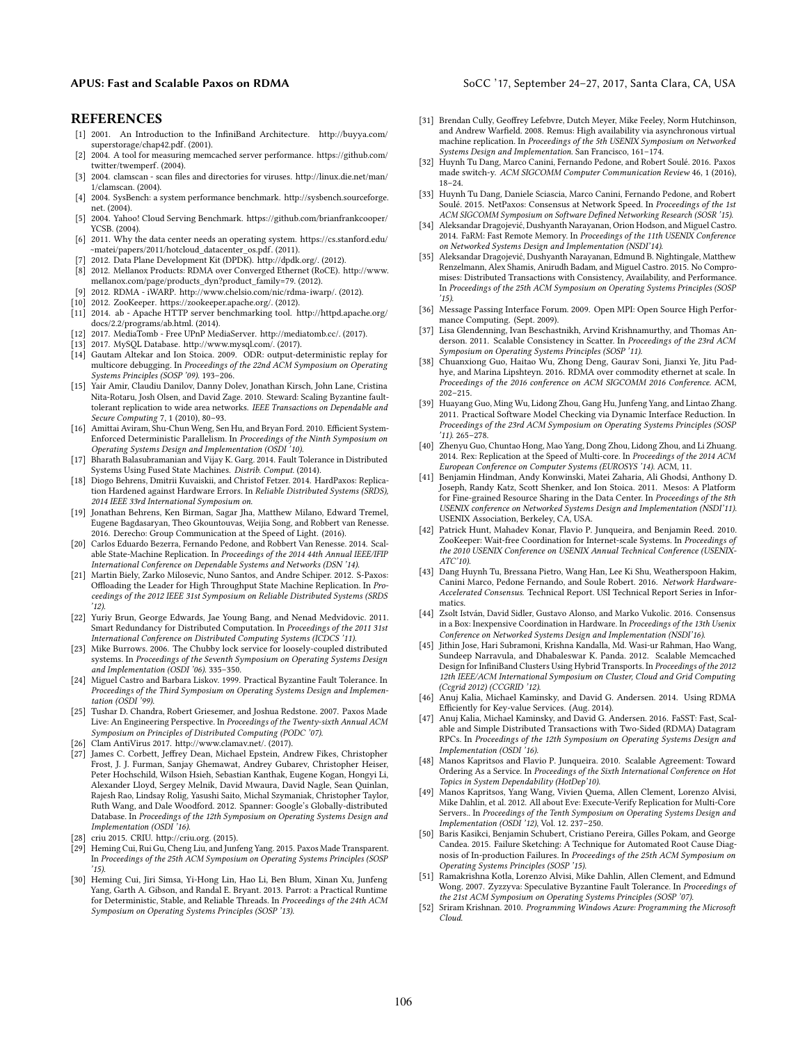## REFERENCES

- [1] 2001. An Introduction to the InfiniBand Architecture. http://buyya.com/superstorage/chap42.pdf. (2001).
- [2] 2004. A tool for measuring memcached server performance. https://github.com/twitter/twemperf. (2004).
- [3] 2004. clamscan - scan files and directories for viruses. http://linux.die.net/man/1/clamscan. (2004).
- [4] 2004. SysBench: a system performance benchmark. http://sysbench.sourceforge.net. (2004).
- [5] 2004. Yahoo! Cloud Serving Benchmark. https://github.com/brianfrankcooper/YCSB. (2004).
- [6] 2011. Why the data center needs an operating system. https://cs.stanford.edu/~matei/papers/2011/hotcloud_datacenter_os.pdf. (2011).
- [7] 2012. Data Plane Development Kit (DPDK). http://dpdk.org/. (2012).
- [8] 2012. Mellanox Products: RDMA over Converged Ethernet (RoCE). http://www.mellanox.com/page/products_dyn?product_family=79. (2012).
- [9] 2012. RDMA - iWARP. http://www.chelsio.com/nic/rdma-iwarp/. (2012).
- [10] 2012. ZooKeeper. https://zookeeper.apache.org/. (2012).
- [11] 2014. ab - Apache HTTP server benchmarking tool. http://httpd.apache.org/docs/2.2/programs/ab.html. (2014).
- [12] 2017. MediaTomb - Free UPnP MediaServer. http://mediatomb.cc/. (2017).
- [13] 2017. MySQL Database. http://www.mysql.com/. (2017).
- [14] Gautam Altekar and Ion Stoica. 2009. ODR: output-deterministic replay for multicore debugging. In *Proceedings of the 22nd ACM Symposium on Operating Systems Principles (SOSP '09)*. 193–206.
- [15] Yair Amir, Claudiu Danilov, Danny Dolev, Jonathan Kirsch, John Lane, Cristina Nita-Rotaru, Josh Olsen, and David Zage. 2010. Steward: Scaling Byzantine fault-tolerant replication to wide area networks. *IEEE Transactions on Dependable and Secure Computing* 7, 1 (2010), 80–93.
- [16] Amittai Aviram, Shu-Chun Weng, Sen Hu, and Bryan Ford. 2010. Efficient System-Enforced Deterministic Parallelism. In *Proceedings of the Ninth Symposium on Operating Systems Design and Implementation (OSDI '10)*.
- [17] Bharath Balasubramanian and Vijay K. Garg. 2014. Fault Tolerance in Distributed Systems Using Fused State Machines. *Distrib. Comput.* (2014).
- [18] Diogo Behrens, Dmitrii Kuvaiskii, and Christof Fetzer. 2014. HardPaxos: Replication Hardened against Hardware Errors. In *Reliable Distributed Systems (SRDS), 2014 IEEE 33rd International Symposium on*.
- [19] Jonathan Behrens, Ken Birman, Sagar Jha, Matthew Milano, Edward Tremel, Eugene Bagdasaryan, Theo Gkountouvas, Weijia Song, and Robbert van Renesse. 2016. Derecho: Group Communication at the Speed of Light. (2016).
- [20] Carlos Eduardo Bezerra, Fernando Pedone, and Robbert Van Renesse. 2014. Scalable State-Machine Replication. In *Proceedings of the 2014 44th Annual IEEE/IFIP International Conference on Dependable Systems and Networks (DSN '14)*.
- [21] Martin Biely, Zarko Milosevic, Nuno Santos, and Andre Schiper. 2012. S-Paxos: Offloading the Leader for High Throughput State Machine Replication. In *Proceedings of the 2012 IEEE 31st Symposium on Reliable Distributed Systems (SRDS '12)*.
- [22] Yuriy Brun, George Edwards, Jae Young Bang, and Nenad Medvidovic. 2011. Smart Redundancy for Distributed Computation. In *Proceedings of the 2011 31st International Conference on Distributed Computing Systems (ICDCS '11)*.
- [23] Mike Burrows. 2006. The Chubby lock service for loosely-coupled distributed systems. In *Proceedings of the Seventh Symposium on Operating Systems Design and Implementation (OSDI '06)*. 335–350.
- [24] Miguel Castro and Barbara Liskov. 1999. Practical Byzantine Fault Tolerance. In *Proceedings of the Third Symposium on Operating Systems Design and Implementation (OSDI '99)*.
- [25] Tushar D. Chandra, Robert Griesemer, and Joshua Redstone. 2007. Paxos Made Live: An Engineering Perspective. In *Proceedings of the Twenty-sixth Annual ACM Symposium on Principles of Distributed Computing (PODC '07)*.
- [26] Clam AntiVirus 2017. http://www.clamav.net/. (2017).
- [27] James C. Corbett, Jeffrey Dean, Michael Epstein, Andrew Fikes, Christopher Frost, J. J. Furman, Sanjay Ghemawat, Andrey Gubarev, Christopher Heiser, Peter Hochschild, Wilson Hsieh, Sebastian Kanthak, Eugene Kogan, Hongyi Li, Alexander Lloyd, Sergey Melnik, David Mwaura, David Nagle, Sean Quinlan, Rajesh Rao, Lindsay Rolig, Yasushi Saito, Michal Szymaniak, Christopher Taylor, Ruth Wang, and Dale Woodford. 2012. Spanner: Google's Globally-distributed Database. In *Proceedings of the 12th Symposium on Operating Systems Design and Implementation (OSDI '16)*.
- [28] criu 2015. CRIU. http://criu.org. (2015).
- [29] Heming Cui, Rui Gu, Cheng Liu, and Junfeng Yang. 2015. Paxos Made Transparent. In *Proceedings of the 25th ACM Symposium on Operating Systems Principles (SOSP '15)*.
- [30] Heming Cui, Jiri Simsa, Yi-Hong Lin, Hao Li, Ben Blum, Xinan Xu, Junfeng Yang, Garth A. Gibson, and Randal E. Bryant. 2013. Parrot: a Practical Runtime for Deterministic, Stable, and Reliable Threads. In *Proceedings of the 24th ACM Symposium on Operating Systems Principles (SOSP '13)*.
- [31] Brendan Cully, Geoffrey Lefebvre, Dutch Meyer, Mike Feeley, Norm Hutchinson, and Andrew Warfield. 2008. Remus: High availability via asynchronous virtual machine replication. In *Proceedings of the 5th USENIX Symposium on Networked Systems Design and Implementation*. San Francisco, 161–174.
- [32] Huynh Tu Dang, Marco Canini, Fernando Pedone, and Robert Soulé. 2016. Paxos made switch-y. *ACM SIGCOMM Computer Communication Review* 46, 1 (2016), 18–24.
- [33] Huynh Tu Dang, Daniele Sciascia, Marco Canini, Fernando Pedone, and Robert Soulé. 2015. NetPaxos: Consensus at Network Speed. In *Proceedings of the 1st ACM SIGCOMM Symposium on Software Defined Networking Research (SOSR '15)*.
- [34] Aleksandar Dragojević, Dushyanth Narayanan, Orion Hodson, and Miguel Castro. 2014. FaRM: Fast Remote Memory. In *Proceedings of the 11th USENIX Conference on Networked Systems Design and Implementation (NSDI'14)*.
- [35] Aleksandar Dragojević, Dushyanth Narayanan, Edmund B. Nightingale, Matthew Renzelmann, Alex Shamis, Anirudh Badam, and Miguel Castro. 2015. No Compromises: Distributed Transactions with Consistency, Availability, and Performance. In *Proceedings of the 25th ACM Symposium on Operating Systems Principles (SOSP '15)*.
- [36] Message Passing Interface Forum. 2009. Open MPI: Open Source High Performance Computing. (Sept. 2009).
- [37] Lisa Glendenning, Ivan Beschastnikh, Arvind Krishnamurthy, and Thomas Anderson. 2011. Scalable Consistency in Scatter. In *Proceedings of the 23rd ACM Symposium on Operating Systems Principles (SOSP '11)*.
- [38] Chuanxiong Guo, Haitao Wu, Zhong Deng, Gaurav Soni, Jianxi Ye, Jitu Padhye, and Marina Lipshteyn. 2016. RDMA over commodity ethernet at scale. In *Proceedings of the 2016 conference on ACM SIGCOMM 2016 Conference*. ACM, 202–215.
- [39] Huayang Guo, Ming Wu, Lidong Zhou, Gang Hu, Junfeng Yang, and Lintao Zhang. 2011. Practical Software Model Checking via Dynamic Interface Reduction. In *Proceedings of the 23rd ACM Symposium on Operating Systems Principles (SOSP '11)*. 265–278.
- [40] Zhenyu Guo, Chuntao Hong, Mao Yang, Dong Zhou, Lidong Zhou, and Li Zhuang. 2014. Rex: Replication at the Speed of Multi-core. In *Proceedings of the 2014 ACM European Conference on Computer Systems (EUROSYS '14)*. ACM, 11.
- [41] Benjamin Hindman, Andy Konwinski, Matei Zaharia, Ali Ghodsi, Anthony D. Joseph, Randy Katz, Scott Shenker, and Ion Stoica. 2011. Mesos: A Platform for Fine-grained Resource Sharing in the Data Center. In *Proceedings of the 8th USENIX conference on Networked Systems Design and Implementation (NSDI'11)*. USENIX Association, Berkeley, CA, USA.
- [42] Patrick Hunt, Mahadev Konar, Flavio P. Junqueira, and Benjamin Reed. 2010. ZooKeeper: Wait-free Coordination for Internet-scale Systems. In *Proceedings of the 2010 USENIX Conference on USENIX Annual Technical Conference (USENIX-ATC'10)*.
- [43] Dang Huynh Tu, Bressana Pietro, Wang Han, Lee Ki Shu, Weatherspoon Hakim, Canini Marco, Pedone Fernando, and Soule Robert. 2016. *Network Hardware-Accelerated Consensus*. Technical Report. USI Technical Report Series in Informatics.
- [44] Zsolt István, David Sidler, Gustavo Alonso, and Marko Vukolic. 2016. Consensus in a Box: Inexpensive Coordination in Hardware. In *Proceedings of the 13th Usenix Conference on Networked Systems Design and Implementation (NSDI'16)*.
- [45] Jithin Jose, Hari Subramoni, Krishna Kandalla, Md. Wasi-ur Rahman, Hao Wang, Sundeep Narravula, and Dhabaleswar K. Panda. 2012. Scalable Memcached Design for InfiniBand Clusters Using Hybrid Transports. In *Proceedings of the 2012 12th IEEE/ACM International Symposium on Cluster, Cloud and Grid Computing (Ccgrid 2012) (CCGRID '12)*.
- [46] Anuj Kalia, Michael Kaminsky, and David G. Andersen. 2014. Using RDMA Efficiently for Key-value Services. (Aug. 2014).
- [47] Anuj Kalia, Michael Kaminsky, and David G. Andersen. 2016. FaSST: Fast, Scalable and Simple Distributed Transactions with Two-Sided (RDMA) Datagram RPCs. In *Proceedings of the 12th Symposium on Operating Systems Design and Implementation (OSDI '16)*.
- [48] Manos Kapritsos and Flavio P. Junqueira. 2010. Scalable Agreement: Toward Ordering As a Service. In *Proceedings of the Sixth International Conference on Hot Topics in System Dependability (HotDep'10)*.
- [49] Manos Kapritsos, Yang Wang, Vivien Quema, Allen Clement, Lorenzo Alvisi, Mike Dahlin, et al. 2012. All about Eve: Execute-Verify Replication for Multi-Core Servers.. In *Proceedings of the Tenth Symposium on Operating Systems Design and Implementation (OSDI '12)*, Vol. 12. 237–250.
- [50] Baris Kasikci, Benjamin Schubert, Cristiano Pereira, Gilles Pokam, and George Candea. 2015. Failure Sketching: A Technique for Automated Root Cause Diagnosis of In-production Failures. In *Proceedings of the 25th ACM Symposium on Operating Systems Principles (SOSP '15)*.
- [51] Ramakrishna Kotla, Lorenzo Alvisi, Mike Dahlin, Allen Clement, and Edmund Wong. 2007. Zyzzyva: Speculative Byzantine Fault Tolerance. In *Proceedings of the 21st ACM Symposium on Operating Systems Principles (SOSP '07)*.
- [52] Sriram Krishnan. 2010. *Programming Windows Azure: Programming the Microsoft Cloud*.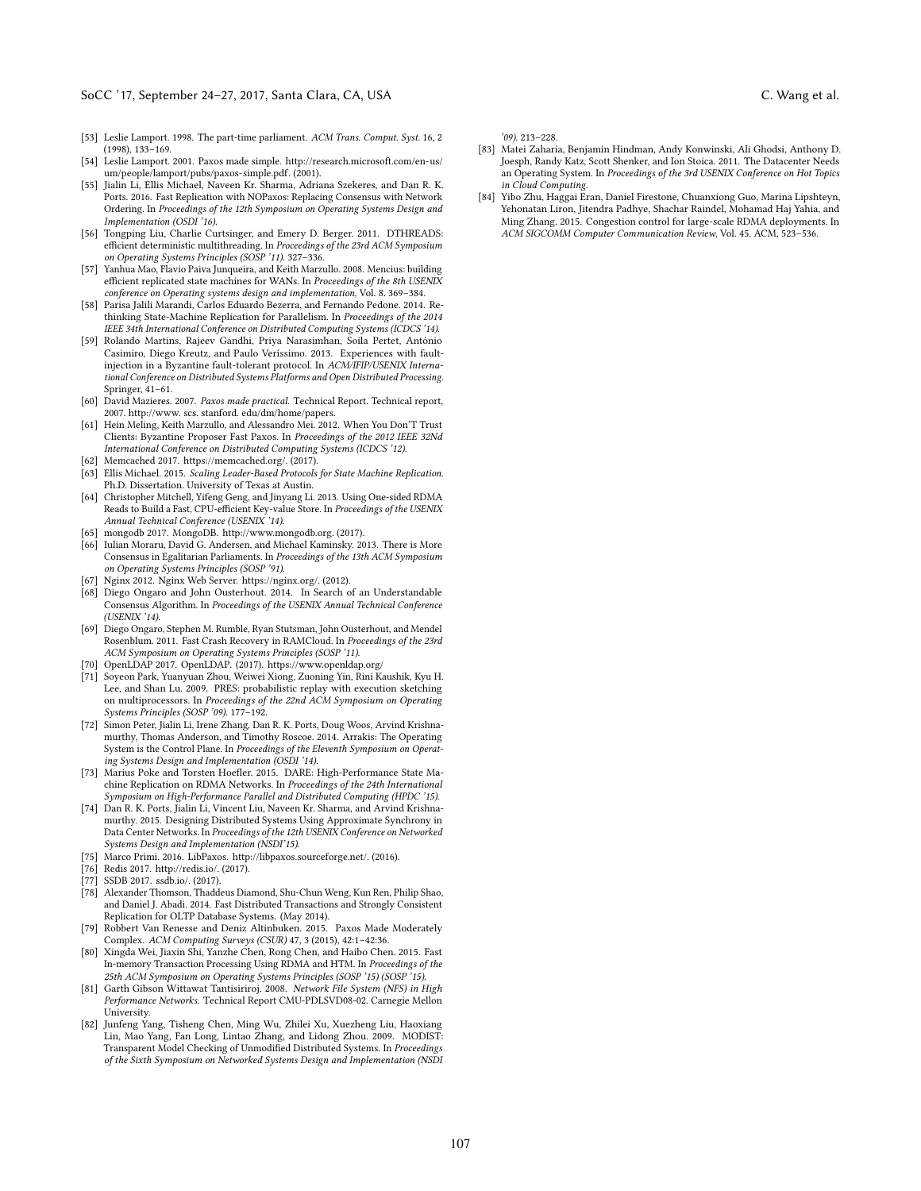- [53] Leslie Lamport. 1998. The part-time parliament. *ACM Trans. Comput. Syst.* 16, 2 (1998), 133–169.
- [54] Leslie Lamport. 2001. Paxos made simple. http://research.microsoft.com/en-us/um/people/lamport/pubs/paxos-simple.pdf. (2001).
- [55] Jialin Li, Ellis Michael, Naveen Kr. Sharma, Adriana Szekeres, and Dan R. K. Ports. 2016. Fast Replication with NOPaxos: Replacing Consensus with Network Ordering. In *Proceedings of the 12th Symposium on Operating Systems Design and Implementation (OSDI '16)*.
- [56] Tongping Liu, Charlie Curtsinger, and Emery D. Berger. 2011. DTHREADS: efficient deterministic multithreading. In *Proceedings of the 23rd ACM Symposium on Operating Systems Principles (SOSP '11)*. 327–336.
- [57] Yanhua Mao, Flavio Paiva Junqueira, and Keith Marzullo. 2008. Mencius: building efficient replicated state machines for WANs. In *Proceedings of the 8th USENIX conference on Operating systems design and implementation*, Vol. 8. 369–384.
- [58] Parisa Jalili Marandi, Carlos Eduardo Bezerra, and Fernando Pedone. 2014. Rethinking State-Machine Replication for Parallelism. In *Proceedings of the 2014 IEEE 34th International Conference on Distributed Computing Systems (ICDCS '14)*.
- [59] Rolando Martins, Rajeev Gandhi, Priya Narasimhan, Soila Pertet, António Casimiro, Diego Kreutz, and Paulo Veríssimo. 2013. Experiences with fault-injection in a Byzantine fault-tolerant protocol. In *ACM/IFIP/USENIX International Conference on Distributed Systems Platforms and Open Distributed Processing*. Springer, 41–61.
- [60] David Mazieres. 2007. *Paxos made practical.* Technical Report. Technical report, 2007. http://www. scs. stanford. edu/dm/home/papers.
- [61] Hein Meling, Keith Marzullo, and Alessandro Mei. 2012. When You Don'T Trust Clients: Byzantine Proposer Fast Paxos. In *Proceedings of the 2012 IEEE 32Nd International Conference on Distributed Computing Systems (ICDCS '12)*.
- [62] Memcached 2017. https://memcached.org/. (2017).
- [63] Ellis Michael. 2015. *Scaling Leader-Based Protocols for State Machine Replication.* Ph.D. Dissertation. University of Texas at Austin.
- [64] Christopher Mitchell, Yifeng Geng, and Jinyang Li. 2013. Using One-sided RDMA Reads to Build a Fast, CPU-efficient Key-value Store. In *Proceedings of the USENIX Annual Technical Conference (USENIX '14)*.
- [65] mongodb 2017. MongoDB. http://www.mongodb.org. (2017).
- [66] Iulian Moraru, David G. Andersen, and Michael Kaminsky. 2013. There is More Consensus in Egalitarian Parliaments. In *Proceedings of the 13th ACM Symposium on Operating Systems Principles (SOSP '91)*.
- [67] Nginx 2012. Nginx Web Server. https://nginx.org/. (2012).
- [68] Diego Ongaro and John Ousterhout. 2014. In Search of an Understandable Consensus Algorithm. In *Proceedings of the USENIX Annual Technical Conference (USENIX '14)*.
- [69] Diego Ongaro, Stephen M. Rumble, Ryan Stutsman, John Ousterhout, and Mendel Rosenblum. 2011. Fast Crash Recovery in RAMCloud. In *Proceedings of the 23rd ACM Symposium on Operating Systems Principles (SOSP '11)*.
- [70] OpenLDAP 2017. OpenLDAP. (2017). https://www.openldap.org/
- [71] Soyeon Park, Yuanyuan Zhou, Weiwei Xiong, Zuoning Yin, Rini Kaushik, Kyu H. Lee, and Shan Lu. 2009. PRES: probabilistic replay with execution sketching on multiprocessors. In *Proceedings of the 22nd ACM Symposium on Operating Systems Principles (SOSP '09)*. 177–192.
- [72] Simon Peter, Jialin Li, Irene Zhang, Dan R. K. Ports, Doug Woos, Arvind Krishnamurthy, Thomas Anderson, and Timothy Roscoe. 2014. Arrakis: The Operating System is the Control Plane. In *Proceedings of the Eleventh Symposium on Operating Systems Design and Implementation (OSDI '14)*.
- [73] Marius Poke and Torsten Hoefler. 2015. DARE: High-Performance State Machine Replication on RDMA Networks. In *Proceedings of the 24th International Symposium on High-Performance Parallel and Distributed Computing (HPDC '15)*.
- [74] Dan R. K. Ports, Jialin Li, Vincent Liu, Naveen Kr. Sharma, and Arvind Krishnamurthy. 2015. Designing Distributed Systems Using Approximate Synchrony in Data Center Networks. In *Proceedings of the 12th USENIX Conference on Networked Systems Design and Implementation (NSDI'15)*.
- [75] Marco Primi. 2016. LibPaxos. http://libpaxos.sourceforge.net/. (2016).
- [76] Redis 2017. http://redis.io/. (2017).
- [77] SSDB 2017. ssdb.io/. (2017).
- [78] Alexander Thomson, Thaddeus Diamond, Shu-Chun Weng, Kun Ren, Philip Shao, and Daniel J. Abadi. 2014. Fast Distributed Transactions and Strongly Consistent Replication for OLTP Database Systems. (May 2014).
- [79] Robbert Van Renesse and Deniz Altinbuken. 2015. Paxos Made Moderately Complex. *ACM Computing Surveys (CSUR)* 47, 3 (2015), 42:1–42:36.
- [80] Xingda Wei, Jiaxin Shi, Yanzhe Chen, Rong Chen, and Haibo Chen. 2015. Fast In-memory Transaction Processing Using RDMA and HTM. In *Proceedings of the 25th ACM Symposium on Operating Systems Principles (SOSP '15) (SOSP '15)*.
- [81] Garth Gibson Wittawat Tantisiriroj. 2008. *Network File System (NFS) in High Performance Networks.* Technical Report CMU-PDLSVD08-02. Carnegie Mellon University.
- [82] Junfeng Yang, Tisheng Chen, Ming Wu, Zhilei Xu, Xuezheng Liu, Haoxiang Lin, Mao Yang, Fan Long, Lintao Zhang, and Lidong Zhou. 2009. MODIST: Transparent Model Checking of Unmodified Distributed Systems. In *Proceedings of the Sixth Symposium on Networked Systems Design and Implementation (NSDI '09)*. 213–228.
- [83] Matei Zaharia, Benjamin Hindman, Andy Konwinski, Ali Ghodsi, Anthony D. Joesph, Randy Katz, Scott Shenker, and Ion Stoica. 2011. The Datacenter Needs an Operating System. In *Proceedings of the 3rd USENIX Conference on Hot Topics in Cloud Computing*.
- [84] Yibo Zhu, Haggai Eran, Daniel Firestone, Chuanxiong Guo, Marina Lipshteyn, Yehonatan Liron, Jitendra Padhye, Shachar Raindel, Mohamad Haj Yahia, and Ming Zhang. 2015. Congestion control for large-scale RDMA deployments. In *ACM SIGCOMM Computer Communication Review*, Vol. 45. ACM, 523–536.